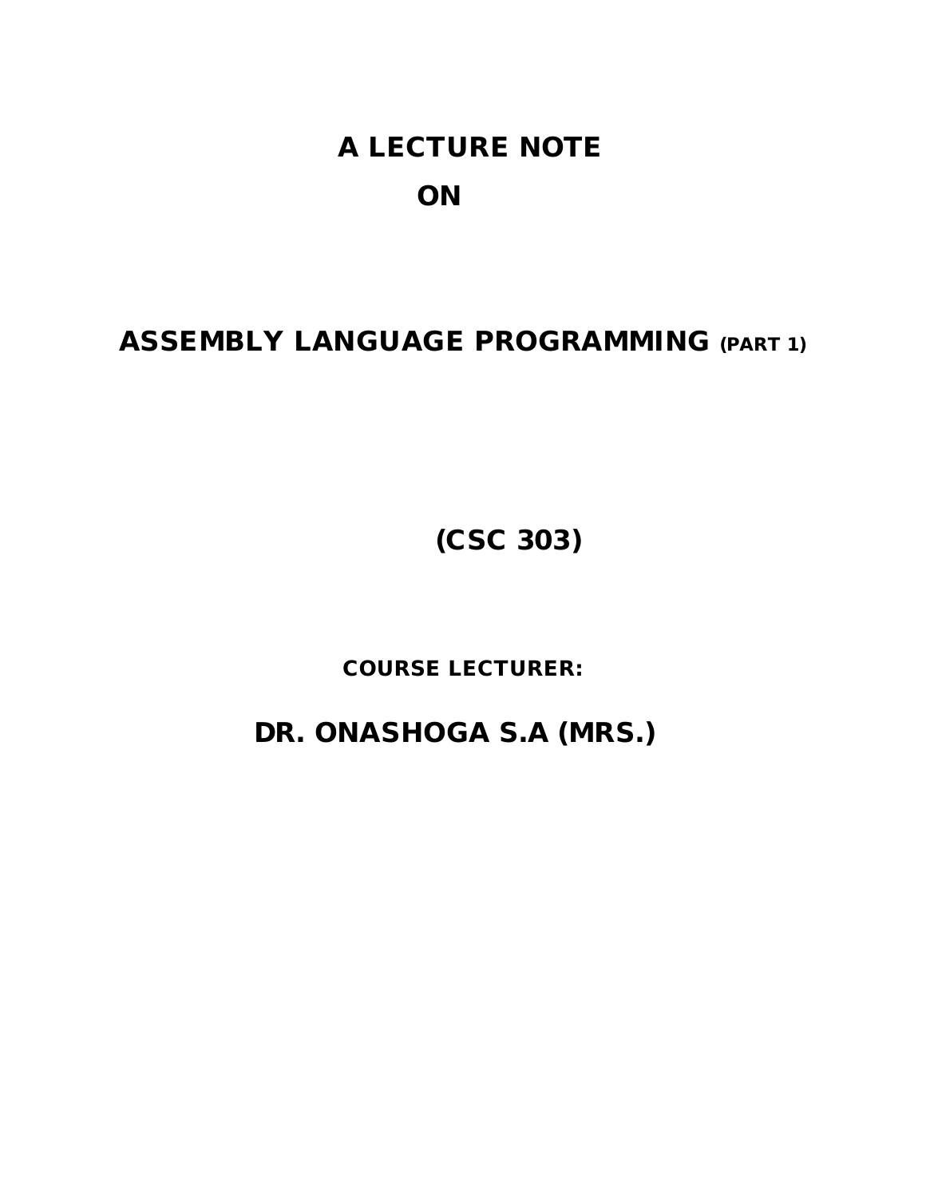# A LECTURE NOTE ON

# ASSEMBLY LANGUAGE PROGRAMMING (PART 1)

## (CSC 303)

**COURSE LECTURER:**

**DR. ONASHOGA S.A (MRS.)**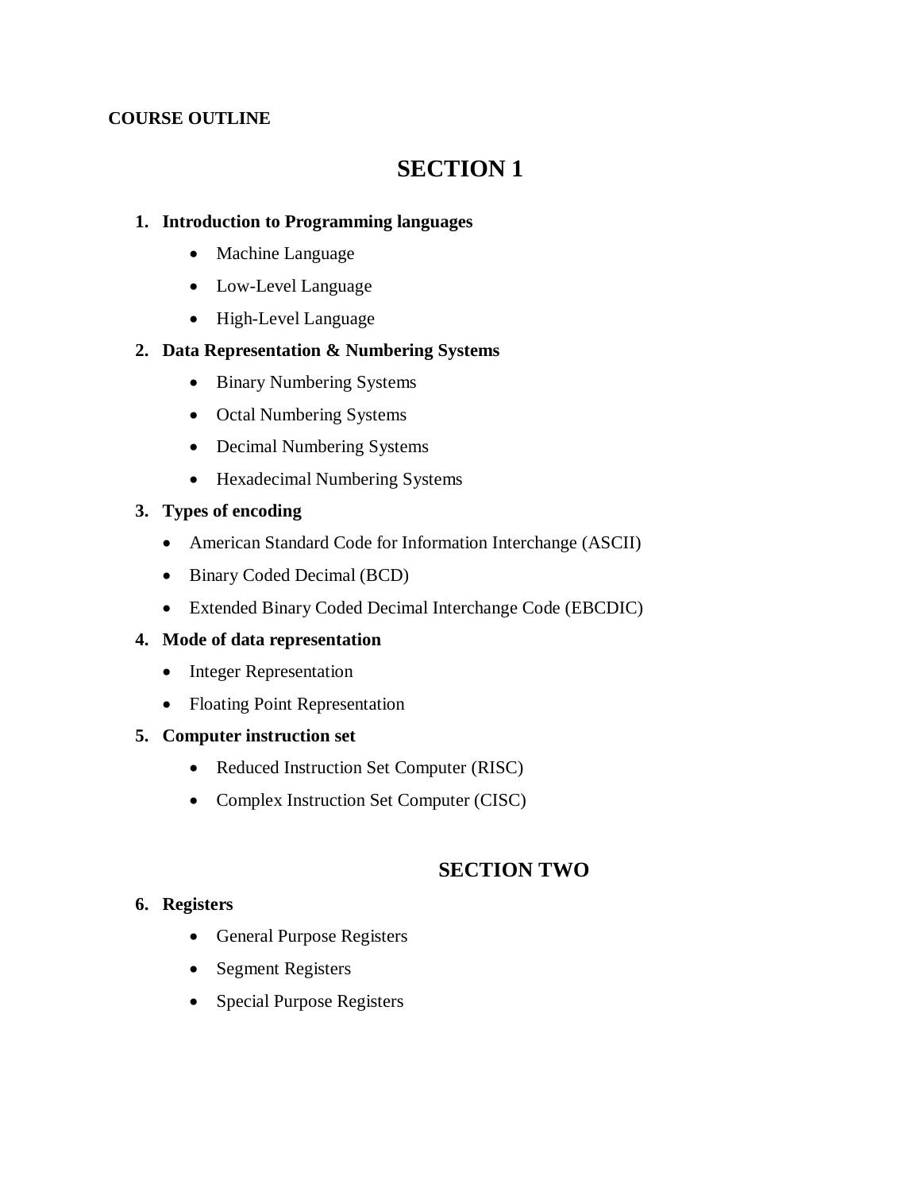**COURSE OUTLINE**

# SECTION 1

1. **Introduction to Programming languages**
    - Machine Language
    - Low-Level Language
    - High-Level Language
2. **Data Representation & Numbering Systems**
    - Binary Numbering Systems
    - Octal Numbering Systems
    - Decimal Numbering Systems
    - Hexadecimal Numbering Systems
3. **Types of encoding**
    - American Standard Code for Information Interchange (ASCII)
    - Binary Coded Decimal (BCD)
    - Extended Binary Coded Decimal Interchange Code (EBCDIC)
4. **Mode of data representation**
    - Integer Representation
    - Floating Point Representation
5. **Computer instruction set**
    - Reduced Instruction Set Computer (RISC)
    - Complex Instruction Set Computer (CISC)

## SECTION TWO

6. **Registers**
    - General Purpose Registers
    - Segment Registers
    - Special Purpose Registers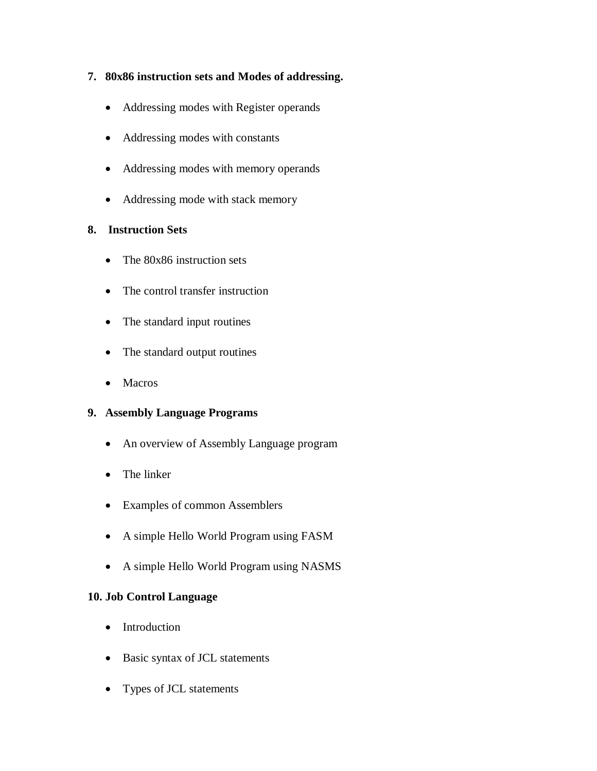**7. 80x86 instruction sets and Modes of addressing.**

- Addressing modes with Register operands
- Addressing modes with constants
- Addressing modes with memory operands
- Addressing mode with stack memory

**8. Instruction Sets**

- The 80x86 instruction sets
- The control transfer instruction
- The standard input routines
- The standard output routines
- Macros

**9. Assembly Language Programs**

- An overview of Assembly Language program
- The linker
- Examples of common Assemblers
- A simple Hello World Program using FASM
- A simple Hello World Program using NASMS

**10. Job Control Language**

- Introduction
- Basic syntax of JCL statements
- Types of JCL statements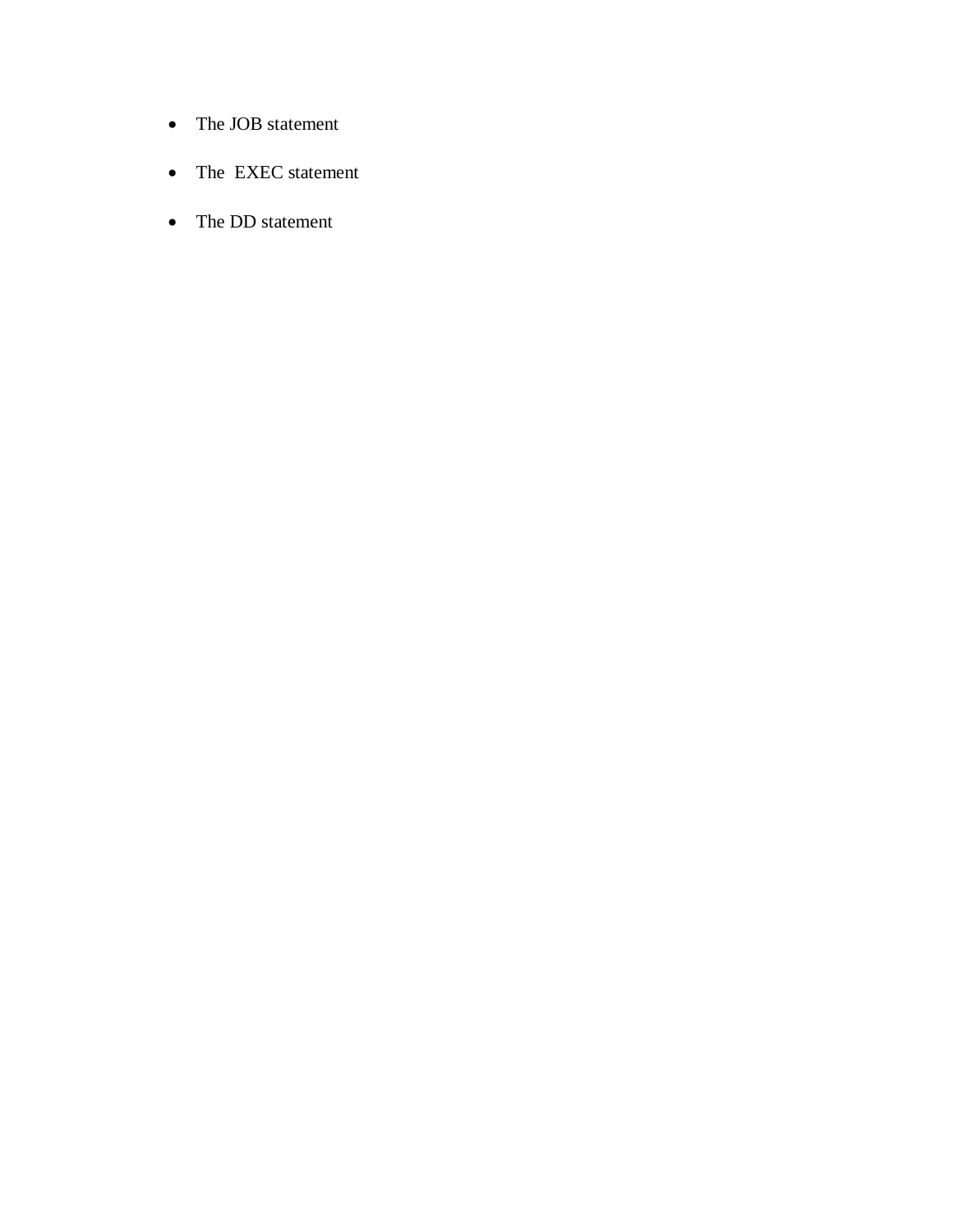- The JOB statement
- The  EXEC statement
- The DD statement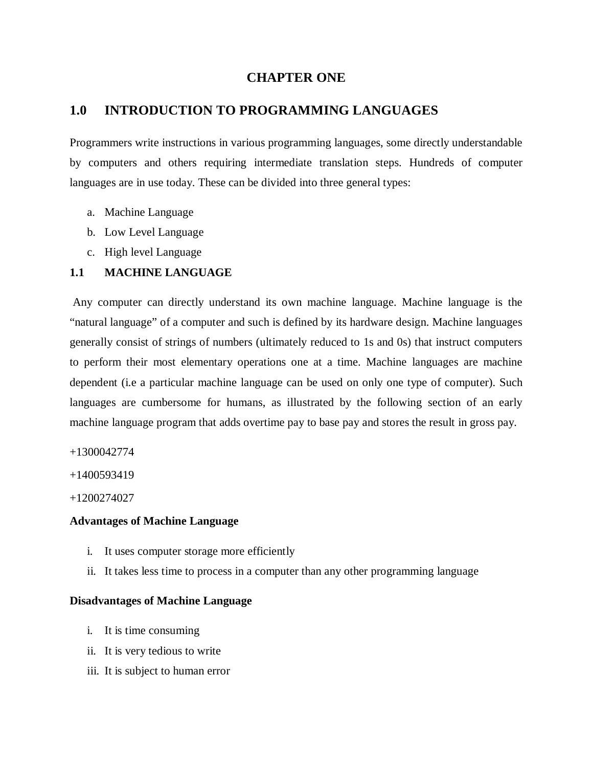# CHAPTER ONE

## 1.0 INTRODUCTION TO PROGRAMMING LANGUAGES

Programmers write instructions in various programming languages, some directly understandable by computers and others requiring intermediate translation steps. Hundreds of computer languages are in use today. These can be divided into three general types:

a. Machine Language
b. Low Level Language
c. High level Language

### 1.1 MACHINE LANGUAGE

Any computer can directly understand its own machine language. Machine language is the "natural language" of a computer and such is defined by its hardware design. Machine languages generally consist of strings of numbers (ultimately reduced to 1s and 0s) that instruct computers to perform their most elementary operations one at a time. Machine languages are machine dependent (i.e a particular machine language can be used on only one type of computer). Such languages are cumbersome for humans, as illustrated by the following section of an early machine language program that adds overtime pay to base pay and stores the result in gross pay.

+1300042774

+1400593419

+1200274027

**Advantages of Machine Language**

i. It uses computer storage more efficiently
ii. It takes less time to process in a computer than any other programming language

**Disadvantages of Machine Language**

i. It is time consuming
ii. It is very tedious to write
iii. It is subject to human error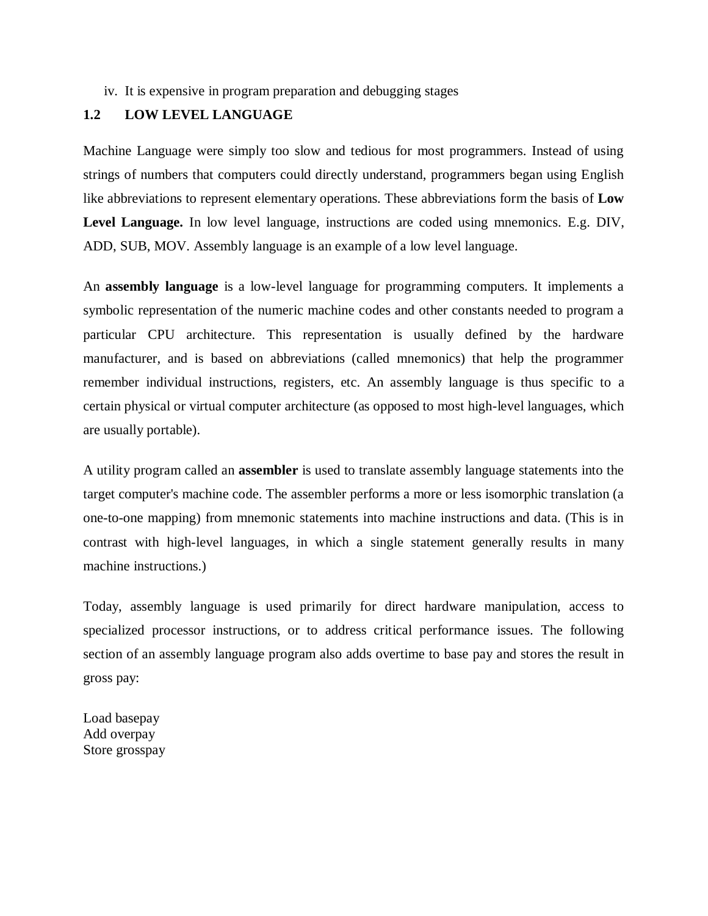iv. It is expensive in program preparation and debugging stages

## 1.2 LOW LEVEL LANGUAGE

Machine Language were simply too slow and tedious for most programmers. Instead of using strings of numbers that computers could directly understand, programmers began using English like abbreviations to represent elementary operations. These abbreviations form the basis of **Low Level Language.** In low level language, instructions are coded using mnemonics. E.g. DIV, ADD, SUB, MOV. Assembly language is an example of a low level language.

An **assembly language** is a low-level language for programming computers. It implements a symbolic representation of the numeric machine codes and other constants needed to program a particular CPU architecture. This representation is usually defined by the hardware manufacturer, and is based on abbreviations (called mnemonics) that help the programmer remember individual instructions, registers, etc. An assembly language is thus specific to a certain physical or virtual computer architecture (as opposed to most high-level languages, which are usually portable).

A utility program called an **assembler** is used to translate assembly language statements into the target computer's machine code. The assembler performs a more or less isomorphic translation (a one-to-one mapping) from mnemonic statements into machine instructions and data. (This is in contrast with high-level languages, in which a single statement generally results in many machine instructions.)

Today, assembly language is used primarily for direct hardware manipulation, access to specialized processor instructions, or to address critical performance issues. The following section of an assembly language program also adds overtime to base pay and stores the result in gross pay:

```
Load basepay
Add overpay
Store grosspay
```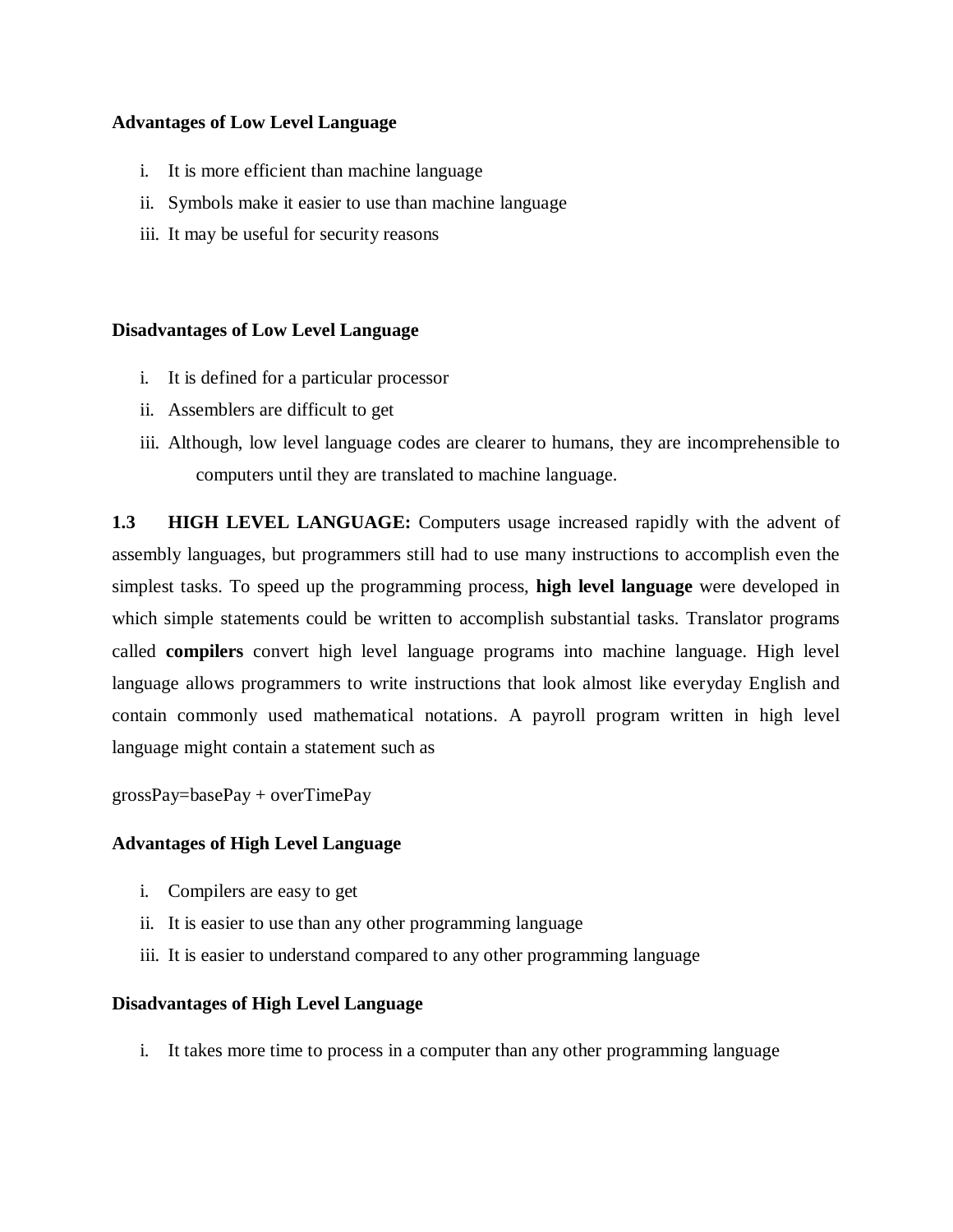**Advantages of Low Level Language**

i. It is more efficient than machine language
ii. Symbols make it easier to use than machine language
iii. It may be useful for security reasons

**Disadvantages of Low Level Language**

i. It is defined for a particular processor
ii. Assemblers are difficult to get
iii. Although, low level language codes are clearer to humans, they are incomprehensible to computers until they are translated to machine language.

**1.3 HIGH LEVEL LANGUAGE:** Computers usage increased rapidly with the advent of assembly languages, but programmers still had to use many instructions to accomplish even the simplest tasks. To speed up the programming process, **high level language** were developed in which simple statements could be written to accomplish substantial tasks. Translator programs called **compilers** convert high level language programs into machine language. High level language allows programmers to write instructions that look almost like everyday English and contain commonly used mathematical notations. A payroll program written in high level language might contain a statement such as

grossPay=basePay + overTimePay

**Advantages of High Level Language**

i. Compilers are easy to get
ii. It is easier to use than any other programming language
iii. It is easier to understand compared to any other programming language

**Disadvantages of High Level Language**

i. It takes more time to process in a computer than any other programming language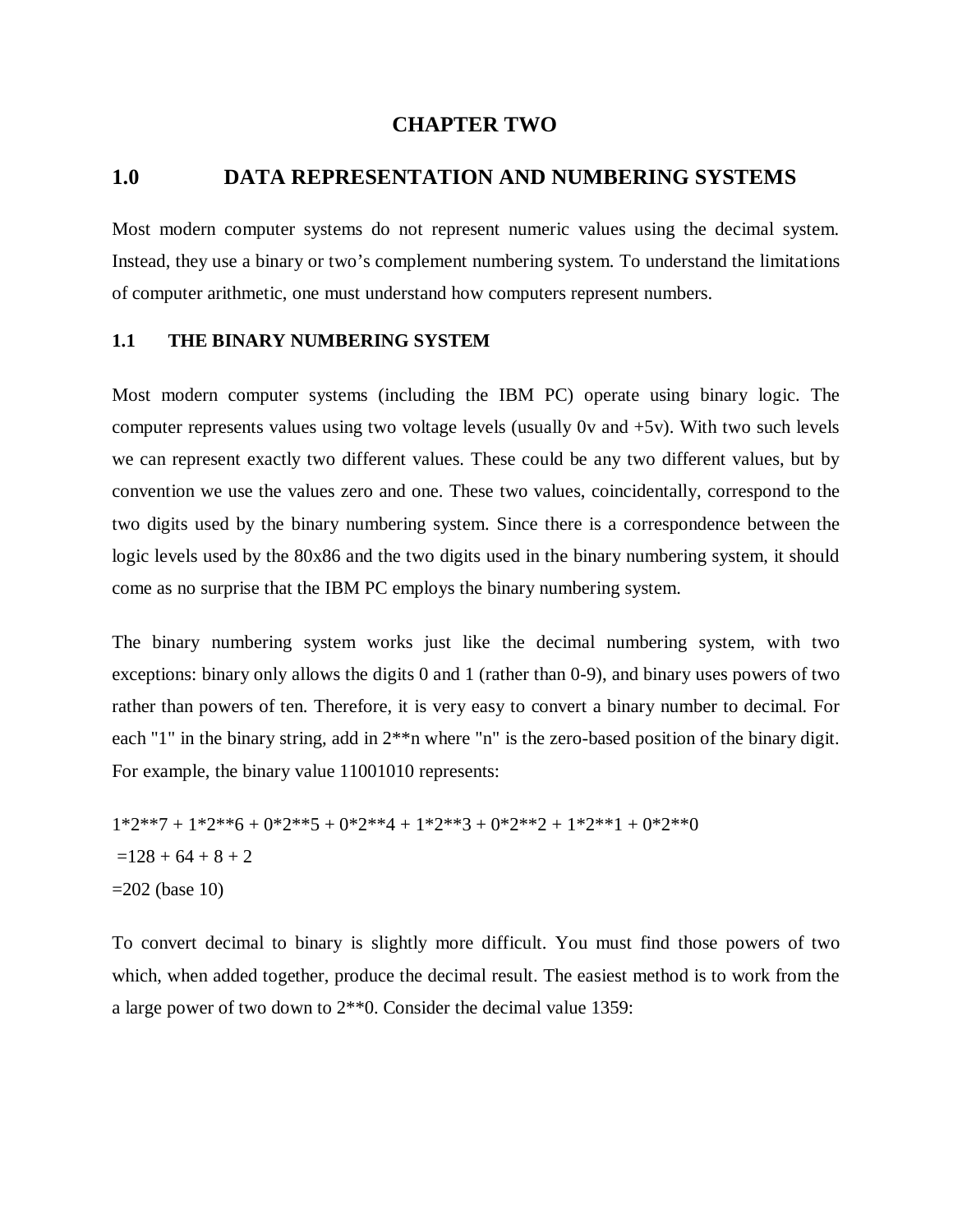# CHAPTER TWO

## 1.0 DATA REPRESENTATION AND NUMBERING SYSTEMS

Most modern computer systems do not represent numeric values using the decimal system. Instead, they use a binary or two's complement numbering system. To understand the limitations of computer arithmetic, one must understand how computers represent numbers.

### 1.1 THE BINARY NUMBERING SYSTEM

Most modern computer systems (including the IBM PC) operate using binary logic. The computer represents values using two voltage levels (usually 0v and +5v). With two such levels we can represent exactly two different values. These could be any two different values, but by convention we use the values zero and one. These two values, coincidentally, correspond to the two digits used by the binary numbering system. Since there is a correspondence between the logic levels used by the 80x86 and the two digits used in the binary numbering system, it should come as no surprise that the IBM PC employs the binary numbering system.

The binary numbering system works just like the decimal numbering system, with two exceptions: binary only allows the digits 0 and 1 (rather than 0-9), and binary uses powers of two rather than powers of ten. Therefore, it is very easy to convert a binary number to decimal. For each "1" in the binary string, add in 2**n where "n" is the zero-based position of the binary digit. For example, the binary value 11001010 represents:

1*2**7 + 1*2**6 + 0*2**5 + 0*2**4 + 1*2**3 + 0*2**2 + 1*2**1 + 0*2**0

=128 + 64 + 8 + 2

=202 (base 10)

To convert decimal to binary is slightly more difficult. You must find those powers of two which, when added together, produce the decimal result. The easiest method is to work from the a large power of two down to 2**0. Consider the decimal value 1359: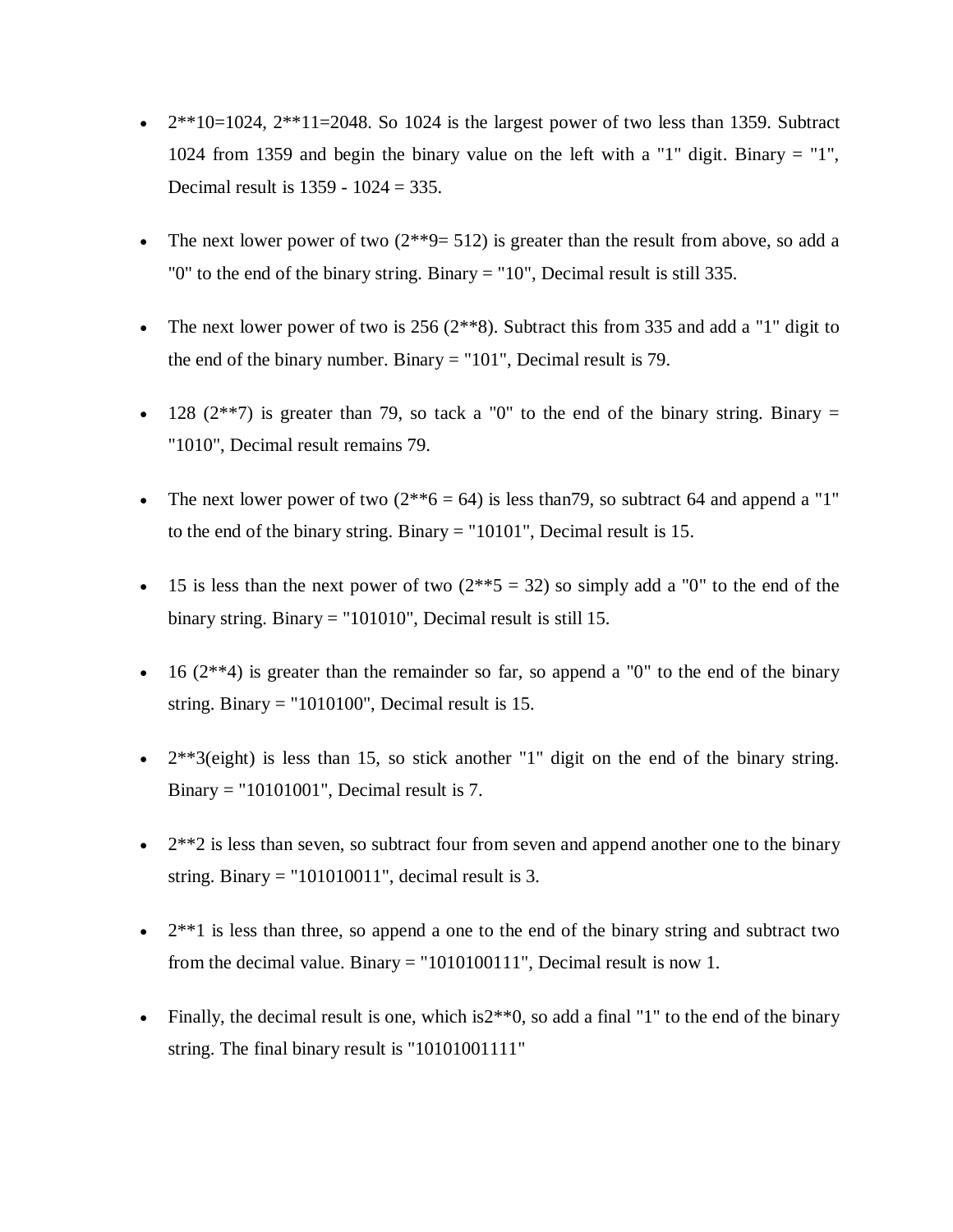- 2**10=1024, 2**11=2048. So 1024 is the largest power of two less than 1359. Subtract 1024 from 1359 and begin the binary value on the left with a "1" digit. Binary = "1", Decimal result is 1359 - 1024 = 335.

- The next lower power of two (2**9= 512) is greater than the result from above, so add a "0" to the end of the binary string. Binary = "10", Decimal result is still 335.

- The next lower power of two is 256 (2**8). Subtract this from 335 and add a "1" digit to the end of the binary number. Binary = "101", Decimal result is 79.

- 128 (2**7) is greater than 79, so tack a "0" to the end of the binary string. Binary = "1010", Decimal result remains 79.

- The next lower power of two (2**6 = 64) is less than79, so subtract 64 and append a "1" to the end of the binary string. Binary = "10101", Decimal result is 15.

- 15 is less than the next power of two (2**5 = 32) so simply add a "0" to the end of the binary string. Binary = "101010", Decimal result is still 15.

- 16 (2**4) is greater than the remainder so far, so append a "0" to the end of the binary string. Binary = "1010100", Decimal result is 15.

- 2**3(eight) is less than 15, so stick another "1" digit on the end of the binary string. Binary = "10101001", Decimal result is 7.

- 2**2 is less than seven, so subtract four from seven and append another one to the binary string. Binary = "101010011", decimal result is 3.

- 2**1 is less than three, so append a one to the end of the binary string and subtract two from the decimal value. Binary = "1010100111", Decimal result is now 1.

- Finally, the decimal result is one, which is2**0, so add a final "1" to the end of the binary string. The final binary result is "10101001111"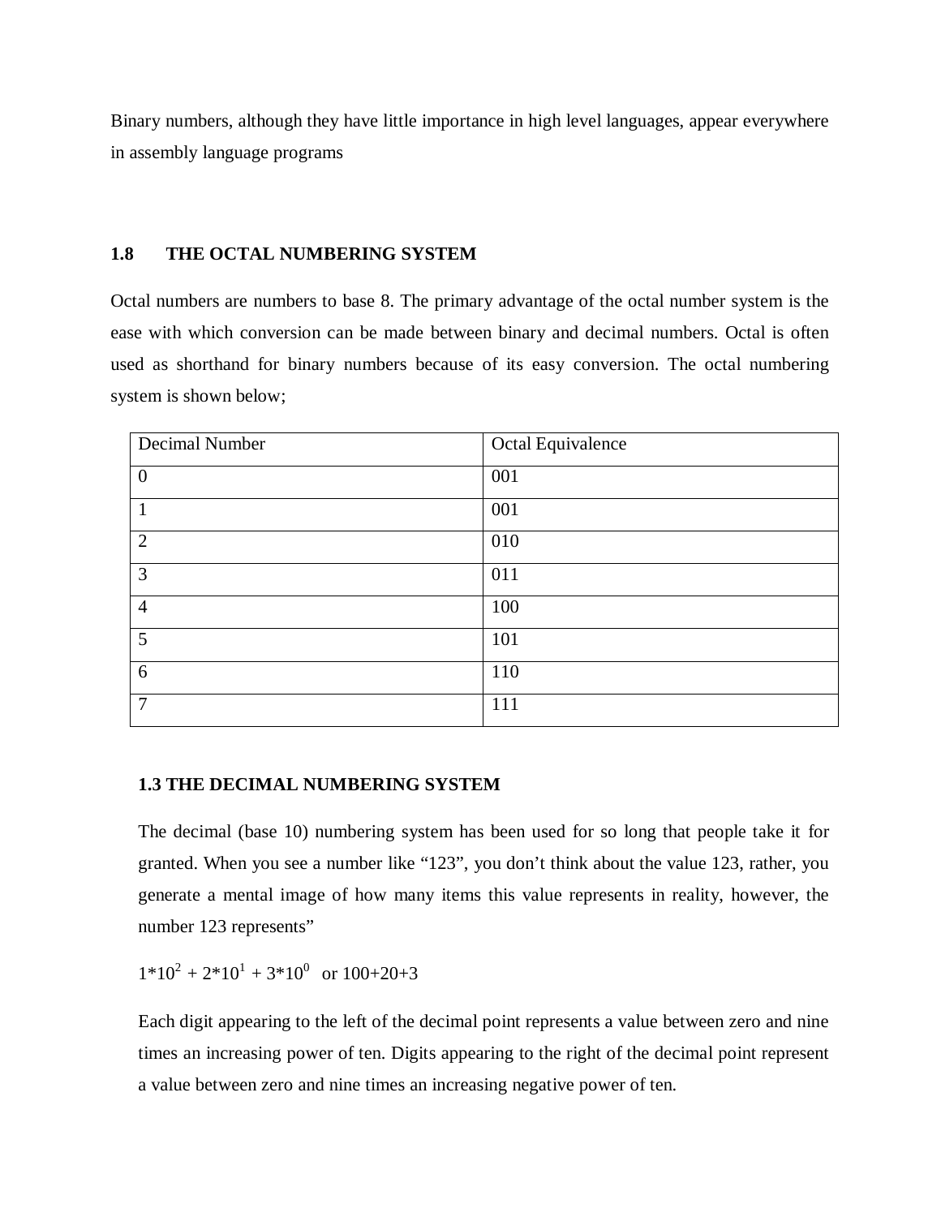Binary numbers, although they have little importance in high level languages, appear everywhere in assembly language programs

## 1.8 THE OCTAL NUMBERING SYSTEM

Octal numbers are numbers to base 8. The primary advantage of the octal number system is the ease with which conversion can be made between binary and decimal numbers. Octal is often used as shorthand for binary numbers because of its easy conversion. The octal numbering system is shown below;

| Decimal Number | Octal Equivalence |
|---|---|
| 0 | 001 |
| 1 | 001 |
| 2 | 010 |
| 3 | 011 |
| 4 | 100 |
| 5 | 101 |
| 6 | 110 |
| 7 | 111 |

## 1.3 THE DECIMAL NUMBERING SYSTEM

The decimal (base 10) numbering system has been used for so long that people take it for granted. When you see a number like "123", you don't think about the value 123, rather, you generate a mental image of how many items this value represents in reality, however, the number 123 represents"

$1*10^2 + 2*10^1 + 3*10^0$ or 100+20+3

Each digit appearing to the left of the decimal point represents a value between zero and nine times an increasing power of ten. Digits appearing to the right of the decimal point represent a value between zero and nine times an increasing negative power of ten.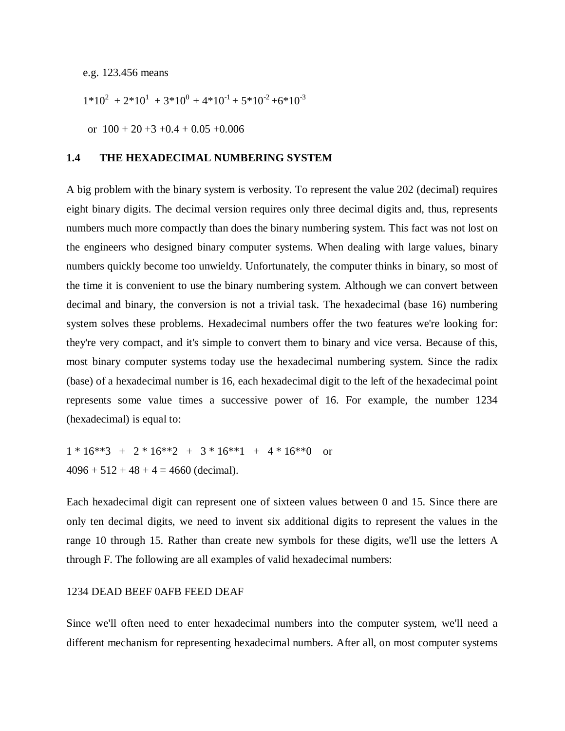e.g. 123.456 means

$1*10^2 + 2*10^1 + 3*10^0 + 4*10^{-1} + 5*10^{-2} + 6*10^{-3}$

or 100 + 20 +3 +0.4 + 0.05 +0.006

## 1.4 THE HEXADECIMAL NUMBERING SYSTEM

A big problem with the binary system is verbosity. To represent the value 202 (decimal) requires eight binary digits. The decimal version requires only three decimal digits and, thus, represents numbers much more compactly than does the binary numbering system. This fact was not lost on the engineers who designed binary computer systems. When dealing with large values, binary numbers quickly become too unwieldy. Unfortunately, the computer thinks in binary, so most of the time it is convenient to use the binary numbering system. Although we can convert between decimal and binary, the conversion is not a trivial task. The hexadecimal (base 16) numbering system solves these problems. Hexadecimal numbers offer the two features we're looking for: they're very compact, and it's simple to convert them to binary and vice versa. Because of this, most binary computer systems today use the hexadecimal numbering system. Since the radix (base) of a hexadecimal number is 16, each hexadecimal digit to the left of the hexadecimal point represents some value times a successive power of 16. For example, the number 1234 (hexadecimal) is equal to:

1 * 16**3 + 2 * 16**2 + 3 * 16**1 + 4 * 16**0 or
4096 + 512 + 48 + 4 = 4660 (decimal).

Each hexadecimal digit can represent one of sixteen values between 0 and 15. Since there are only ten decimal digits, we need to invent six additional digits to represent the values in the range 10 through 15. Rather than create new symbols for these digits, we'll use the letters A through F. The following are all examples of valid hexadecimal numbers:

1234 DEAD BEEF 0AFB FEED DEAF

Since we'll often need to enter hexadecimal numbers into the computer system, we'll need a different mechanism for representing hexadecimal numbers. After all, on most computer systems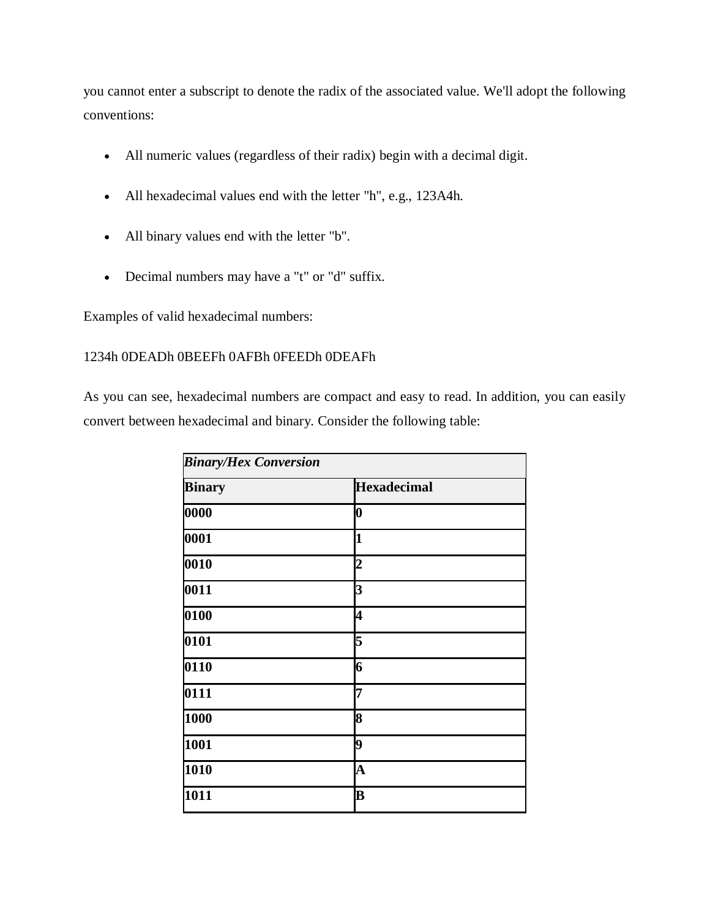you cannot enter a subscript to denote the radix of the associated value. We'll adopt the following conventions:

- All numeric values (regardless of their radix) begin with a decimal digit.
- All hexadecimal values end with the letter "h", e.g., 123A4h.
- All binary values end with the letter "b".
- Decimal numbers may have a "t" or "d" suffix.

Examples of valid hexadecimal numbers:

1234h 0DEADh 0BEEFh 0AFBh 0FEEDh 0DEAFh

As you can see, hexadecimal numbers are compact and easy to read. In addition, you can easily convert between hexadecimal and binary. Consider the following table:

| ***Binary/Hex Conversion*** | |
|---|---|
| **Binary** | **Hexadecimal** |
| **0000** | **0** |
| **0001** | **1** |
| **0010** | **2** |
| **0011** | **3** |
| **0100** | **4** |
| **0101** | **5** |
| **0110** | **6** |
| **0111** | **7** |
| **1000** | **8** |
| **1001** | **9** |
| **1010** | **A** |
| **1011** | **B** |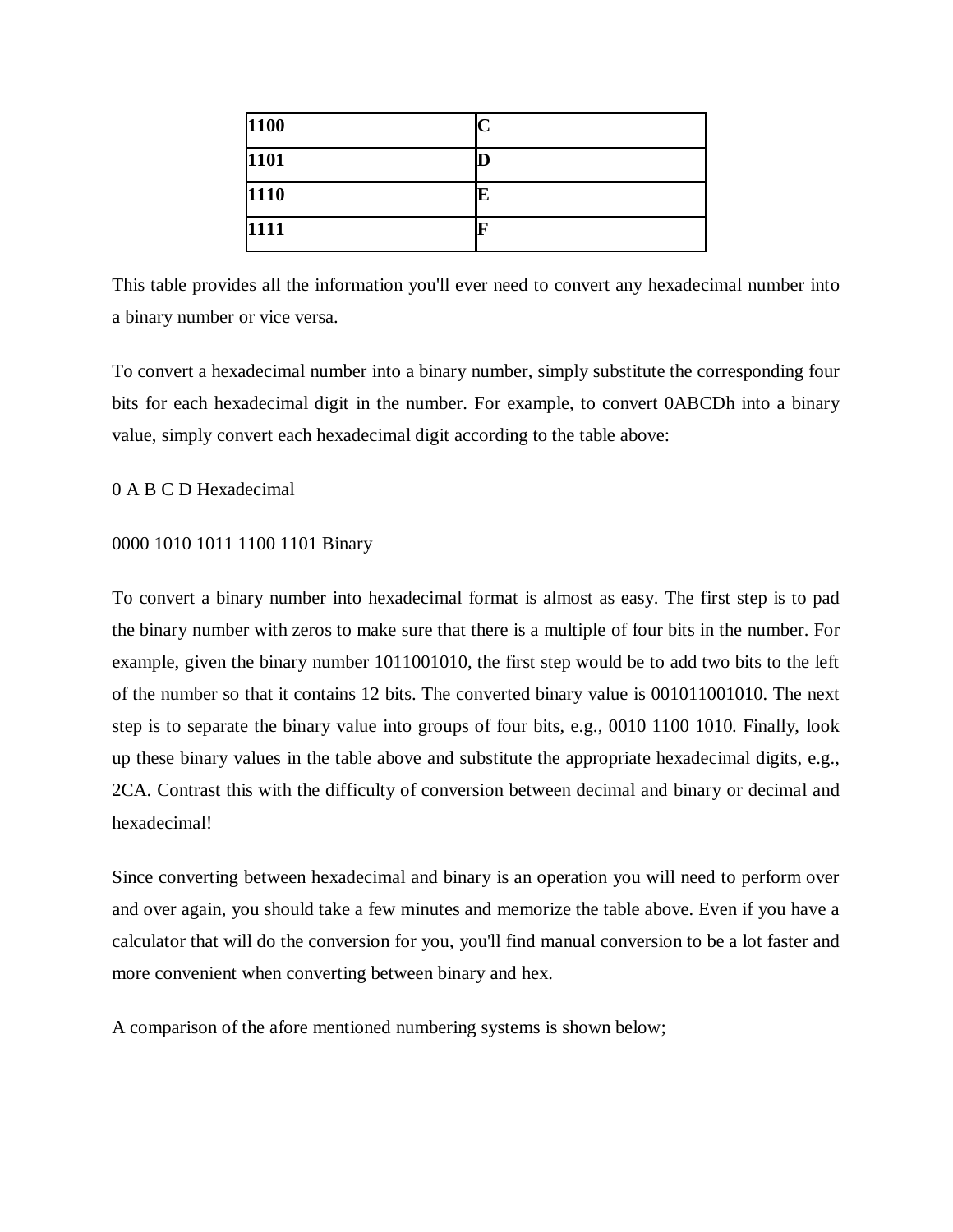| **1100** | **C** |
|---|---|
| **1101** | **D** |
| **1110** | **E** |
| **1111** | **F** |

This table provides all the information you'll ever need to convert any hexadecimal number into a binary number or vice versa.

To convert a hexadecimal number into a binary number, simply substitute the corresponding four bits for each hexadecimal digit in the number. For example, to convert 0ABCDh into a binary value, simply convert each hexadecimal digit according to the table above:

0 A B C D Hexadecimal

0000 1010 1011 1100 1101 Binary

To convert a binary number into hexadecimal format is almost as easy. The first step is to pad the binary number with zeros to make sure that there is a multiple of four bits in the number. For example, given the binary number 1011001010, the first step would be to add two bits to the left of the number so that it contains 12 bits. The converted binary value is 001011001010. The next step is to separate the binary value into groups of four bits, e.g., 0010 1100 1010. Finally, look up these binary values in the table above and substitute the appropriate hexadecimal digits, e.g., 2CA. Contrast this with the difficulty of conversion between decimal and binary or decimal and hexadecimal!

Since converting between hexadecimal and binary is an operation you will need to perform over and over again, you should take a few minutes and memorize the table above. Even if you have a calculator that will do the conversion for you, you'll find manual conversion to be a lot faster and more convenient when converting between binary and hex.

A comparison of the afore mentioned numbering systems is shown below;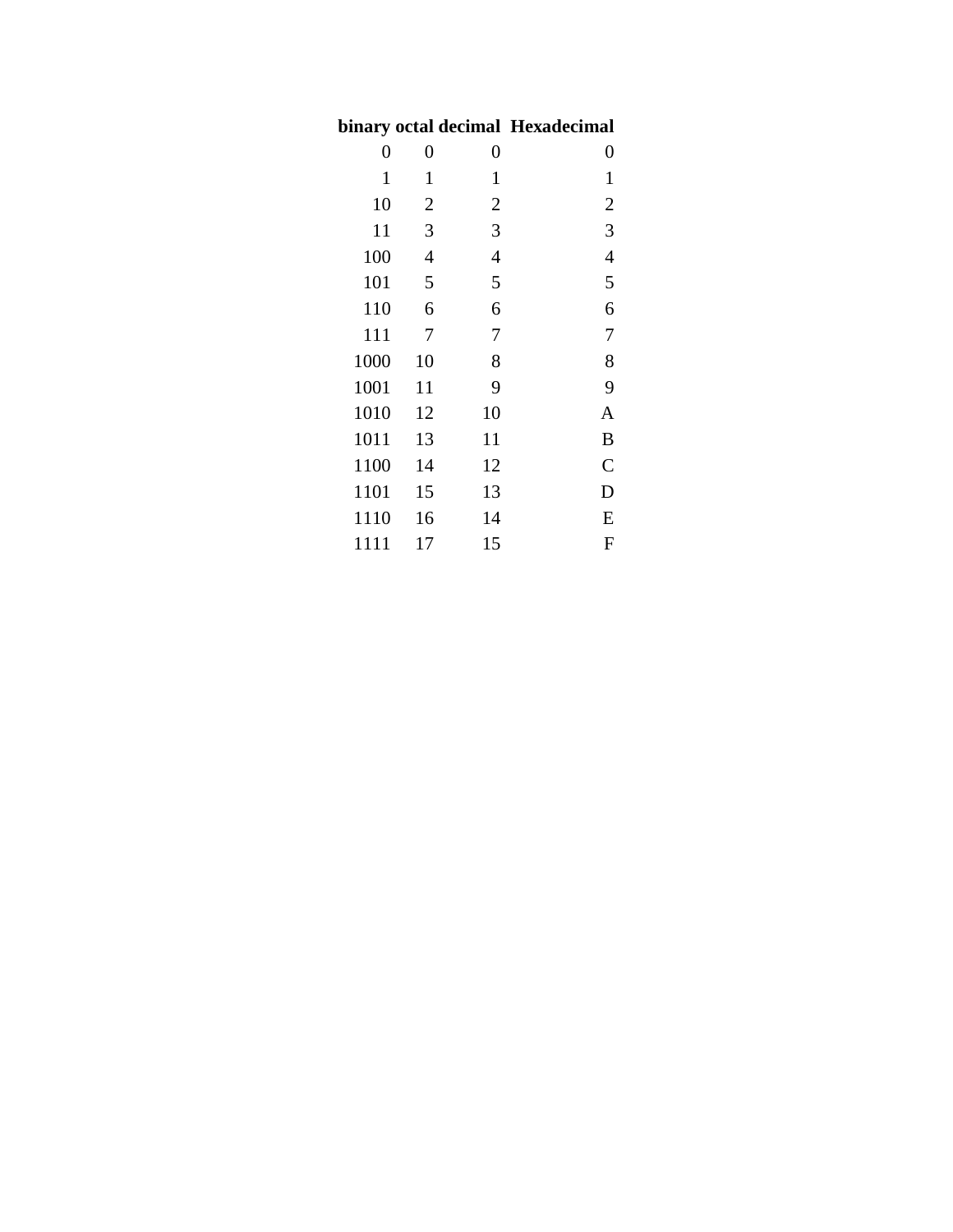| binary | octal | decimal | Hexadecimal |
|---|---|---|---|
| 0 | 0 | 0 | 0 |
| 1 | 1 | 1 | 1 |
| 10 | 2 | 2 | 2 |
| 11 | 3 | 3 | 3 |
| 100 | 4 | 4 | 4 |
| 101 | 5 | 5 | 5 |
| 110 | 6 | 6 | 6 |
| 111 | 7 | 7 | 7 |
| 1000 | 10 | 8 | 8 |
| 1001 | 11 | 9 | 9 |
| 1010 | 12 | 10 | A |
| 1011 | 13 | 11 | B |
| 1100 | 14 | 12 | C |
| 1101 | 15 | 13 | D |
| 1110 | 16 | 14 | E |
| 1111 | 17 | 15 | F |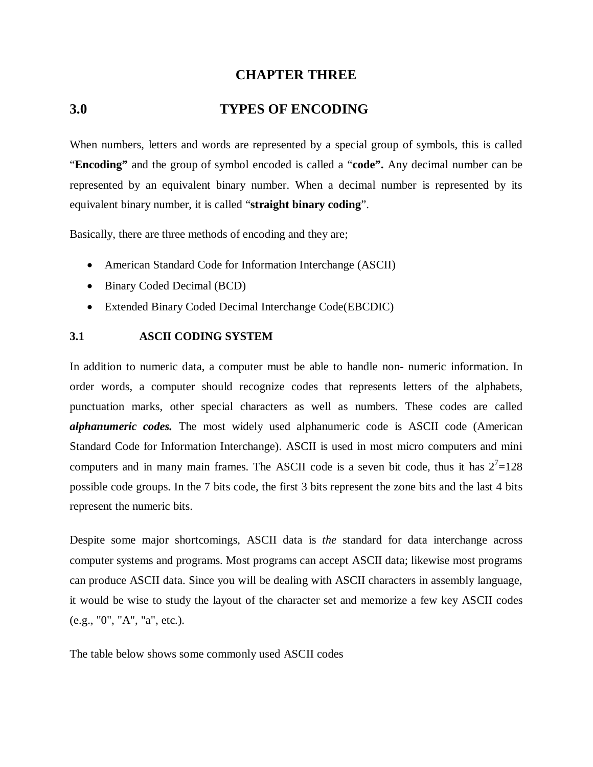# CHAPTER THREE

## 3.0 TYPES OF ENCODING

When numbers, letters and words are represented by a special group of symbols, this is called "**Encoding"** and the group of symbol encoded is called a "**code".** Any decimal number can be represented by an equivalent binary number. When a decimal number is represented by its equivalent binary number, it is called "**straight binary coding**".

Basically, there are three methods of encoding and they are;

- American Standard Code for Information Interchange (ASCII)
- Binary Coded Decimal (BCD)
- Extended Binary Coded Decimal Interchange Code(EBCDIC)

### 3.1 ASCII CODING SYSTEM

In addition to numeric data, a computer must be able to handle non- numeric information. In order words, a computer should recognize codes that represents letters of the alphabets, punctuation marks, other special characters as well as numbers. These codes are called ***alphanumeric codes.*** The most widely used alphanumeric code is ASCII code (American Standard Code for Information Interchange). ASCII is used in most micro computers and mini computers and in many main frames. The ASCII code is a seven bit code, thus it has $2^7$=128 possible code groups. In the 7 bits code, the first 3 bits represent the zone bits and the last 4 bits represent the numeric bits.

Despite some major shortcomings, ASCII data is *the* standard for data interchange across computer systems and programs. Most programs can accept ASCII data; likewise most programs can produce ASCII data. Since you will be dealing with ASCII characters in assembly language, it would be wise to study the layout of the character set and memorize a few key ASCII codes (e.g., "0", "A", "a", etc.).

The table below shows some commonly used ASCII codes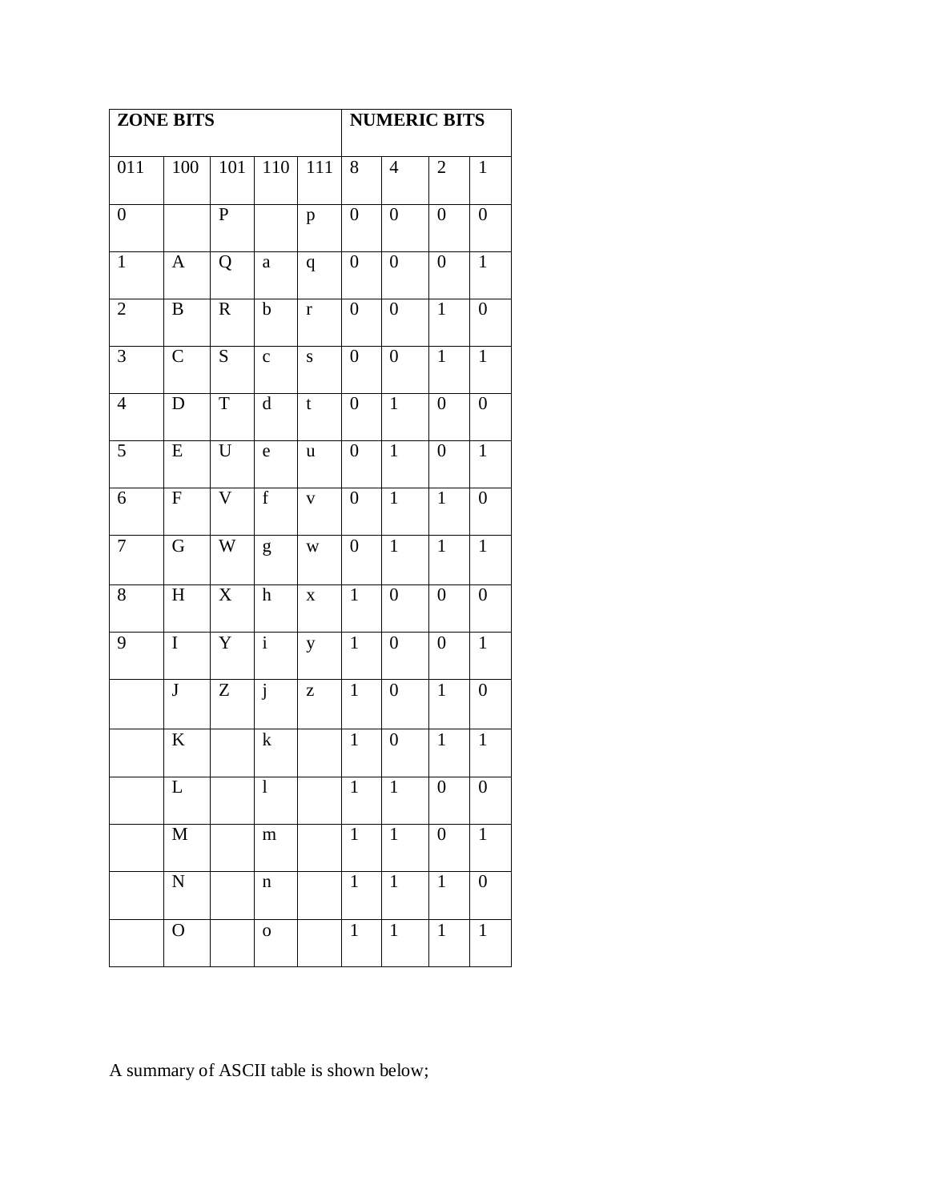| **ZONE BITS** | | | | | **NUMERIC BITS** | | | |
|---|---|---|---|---|---|---|---|---|
| 011 | 100 | 101 | 110 | 111 | 8 | 4 | 2 | 1 |
| 0 | | P | | p | 0 | 0 | 0 | 0 |
| 1 | A | Q | a | q | 0 | 0 | 0 | 1 |
| 2 | B | R | b | r | 0 | 0 | 1 | 0 |
| 3 | C | S | c | s | 0 | 0 | 1 | 1 |
| 4 | D | T | d | t | 0 | 1 | 0 | 0 |
| 5 | E | U | e | u | 0 | 1 | 0 | 1 |
| 6 | F | V | f | v | 0 | 1 | 1 | 0 |
| 7 | G | W | g | w | 0 | 1 | 1 | 1 |
| 8 | H | X | h | x | 1 | 0 | 0 | 0 |
| 9 | I | Y | i | y | 1 | 0 | 0 | 1 |
| | J | Z | j | z | 1 | 0 | 1 | 0 |
| | K | | k | | 1 | 0 | 1 | 1 |
| | L | | l | | 1 | 1 | 0 | 0 |
| | M | | m | | 1 | 1 | 0 | 1 |
| | N | | n | | 1 | 1 | 1 | 0 |
| | O | | o | | 1 | 1 | 1 | 1 |

A summary of ASCII table is shown below;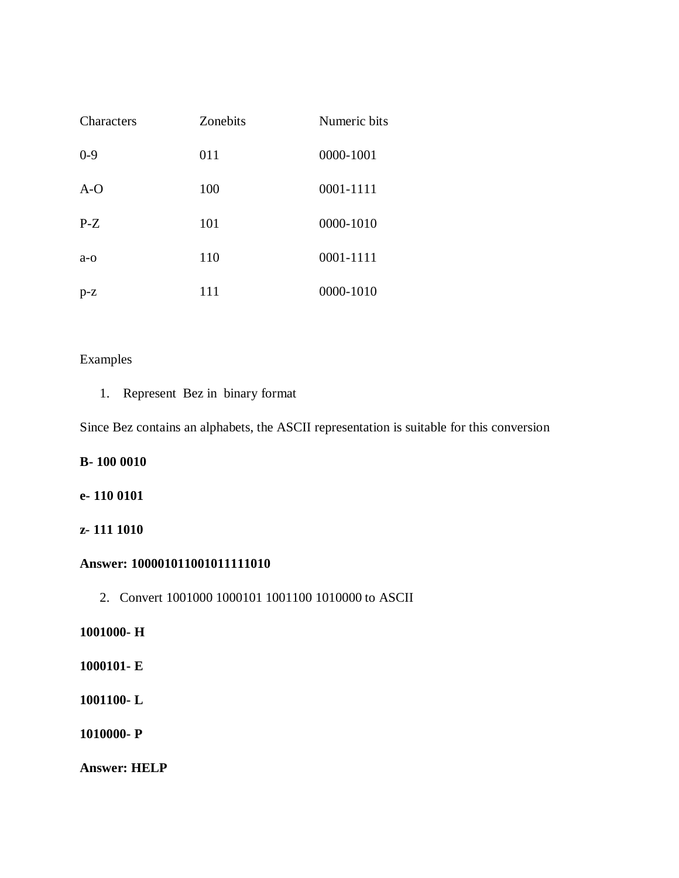| Characters | Zonebits | Numeric bits |
|---|---|---|
| 0-9 | 011 | 0000-1001 |
| A-O | 100 | 0001-1111 |
| P-Z | 101 | 0000-1010 |
| a-o | 110 | 0001-1111 |
| p-z | 111 | 0000-1010 |

Examples

1. Represent Bez in binary format

Since Bez contains an alphabets, the ASCII representation is suitable for this conversion

**B- 100 0010**

**e- 110 0101**

**z- 111 1010**

**Answer: 100001011001011111010**

2. Convert 1001000 1000101 1001100 1010000 to ASCII

**1001000- H**

**1000101- E**

**1001100- L**

**1010000- P**

**Answer: HELP**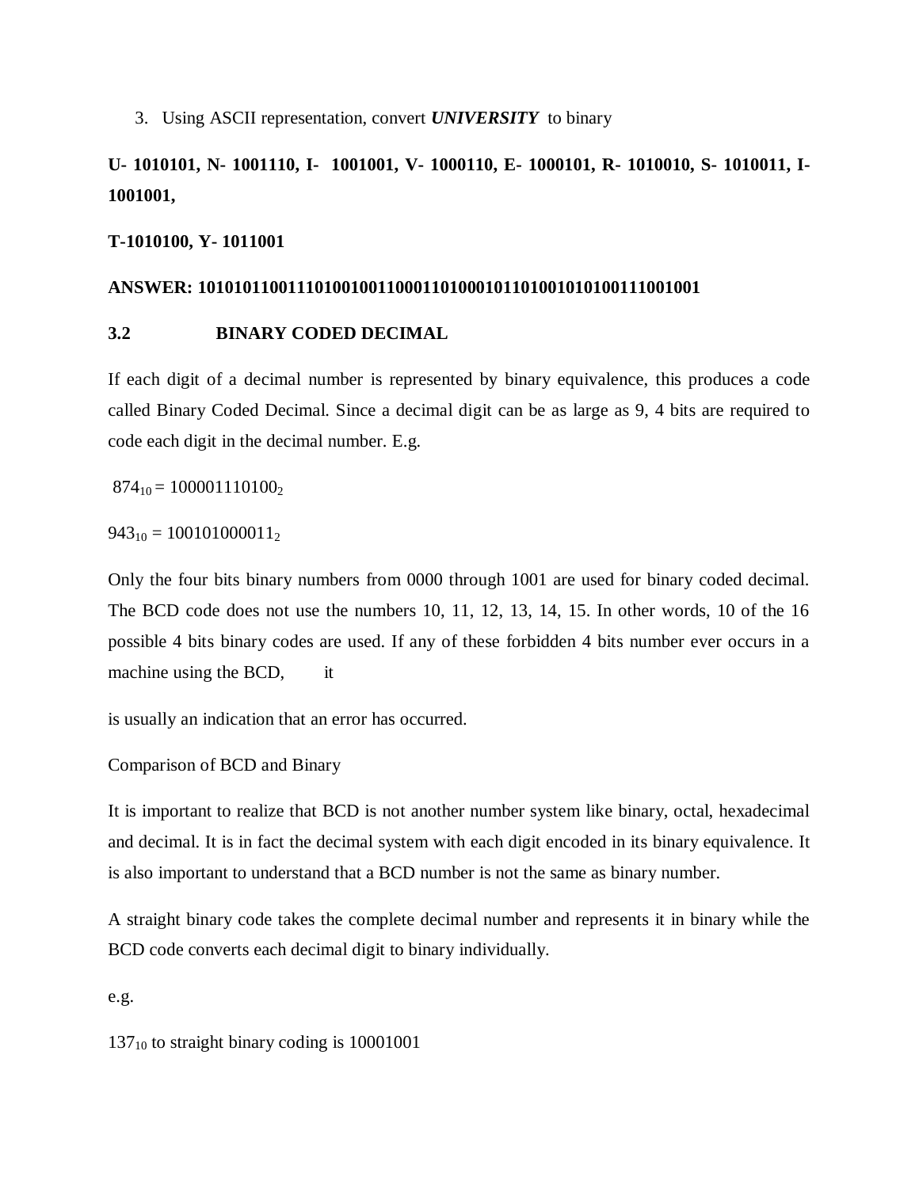3. Using ASCII representation, convert ***UNIVERSITY*** to binary

**U- 1010101, N- 1001110, I- 1001001, V- 1000110, E- 1000101, R- 1010010, S- 1010011, I- 1001001,**

**T-1010100, Y- 1011001**

**ANSWER: 101010110011101001001100011010001011010010101001110010 01**

## 3.2 BINARY CODED DECIMAL

If each digit of a decimal number is represented by binary equivalence, this produces a code called Binary Coded Decimal. Since a decimal digit can be as large as 9, 4 bits are required to code each digit in the decimal number. E.g.

$874_{10} = 100001110100_2$

$943_{10} = 100101000011_2$

Only the four bits binary numbers from 0000 through 1001 are used for binary coded decimal. The BCD code does not use the numbers 10, 11, 12, 13, 14, 15. In other words, 10 of the 16 possible 4 bits binary codes are used. If any of these forbidden 4 bits number ever occurs in a machine using the BCD, it

is usually an indication that an error has occurred.

Comparison of BCD and Binary

It is important to realize that BCD is not another number system like binary, octal, hexadecimal and decimal. It is in fact the decimal system with each digit encoded in its binary equivalence. It is also important to understand that a BCD number is not the same as binary number.

A straight binary code takes the complete decimal number and represents it in binary while the BCD code converts each decimal digit to binary individually.

e.g.

$137_{10}$ to straight binary coding is 10001001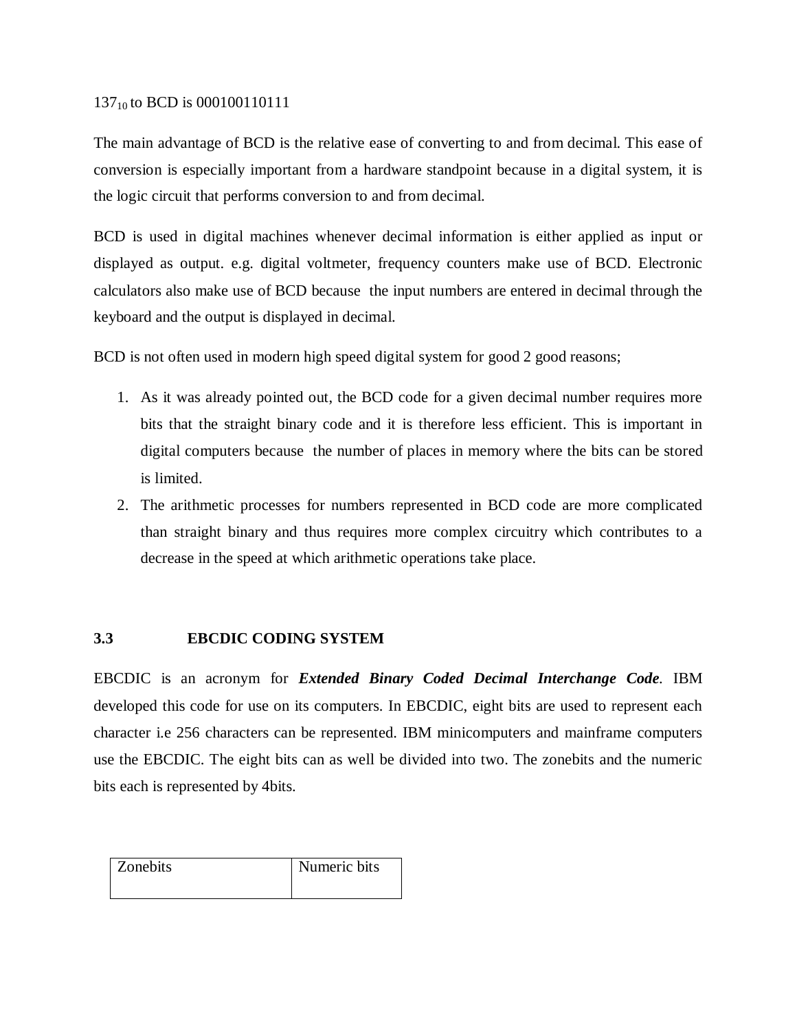$137_{10}$ to BCD is 000100110111

The main advantage of BCD is the relative ease of converting to and from decimal. This ease of conversion is especially important from a hardware standpoint because in a digital system, it is the logic circuit that performs conversion to and from decimal.

BCD is used in digital machines whenever decimal information is either applied as input or displayed as output. e.g. digital voltmeter, frequency counters make use of BCD. Electronic calculators also make use of BCD because the input numbers are entered in decimal through the keyboard and the output is displayed in decimal.

BCD is not often used in modern high speed digital system for good 2 good reasons;

1. As it was already pointed out, the BCD code for a given decimal number requires more bits that the straight binary code and it is therefore less efficient. This is important in digital computers because the number of places in memory where the bits can be stored is limited.
2. The arithmetic processes for numbers represented in BCD code are more complicated than straight binary and thus requires more complex circuitry which contributes to a decrease in the speed at which arithmetic operations take place.

### 3.3 EBCDIC CODING SYSTEM

EBCDIC is an acronym for ***Extended Binary Coded Decimal Interchange Code***. IBM developed this code for use on its computers. In EBCDIC, eight bits are used to represent each character i.e 256 characters can be represented. IBM minicomputers and mainframe computers use the EBCDIC. The eight bits can as well be divided into two. The zonebits and the numeric bits each is represented by 4bits.

| Zonebits | Numeric bits |
|---|---|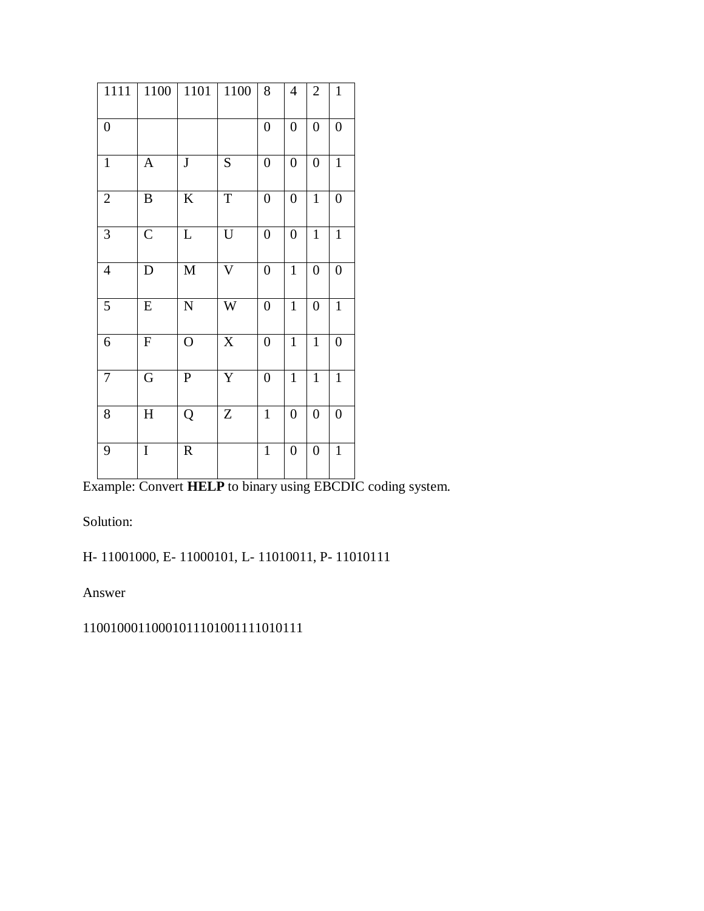| 1111 | 1100 | 1101 | 1100 | 8 | 4 | 2 | 1 |
|---|---|---|---|---|---|---|---|
| 0 | | | | 0 | 0 | 0 | 0 |
| 1 | A | J | S | 0 | 0 | 0 | 1 |
| 2 | B | K | T | 0 | 0 | 1 | 0 |
| 3 | C | L | U | 0 | 0 | 1 | 1 |
| 4 | D | M | V | 0 | 1 | 0 | 0 |
| 5 | E | N | W | 0 | 1 | 0 | 1 |
| 6 | F | O | X | 0 | 1 | 1 | 0 |
| 7 | G | P | Y | 0 | 1 | 1 | 1 |
| 8 | H | Q | Z | 1 | 0 | 0 | 0 |
| 9 | I | R | | 1 | 0 | 0 | 1 |

Example: Convert **HELP** to binary using EBCDIC coding system.

Solution:

H- 11001000, E- 11000101, L- 11010011, P- 11010111

Answer

11001000110001011101001111010111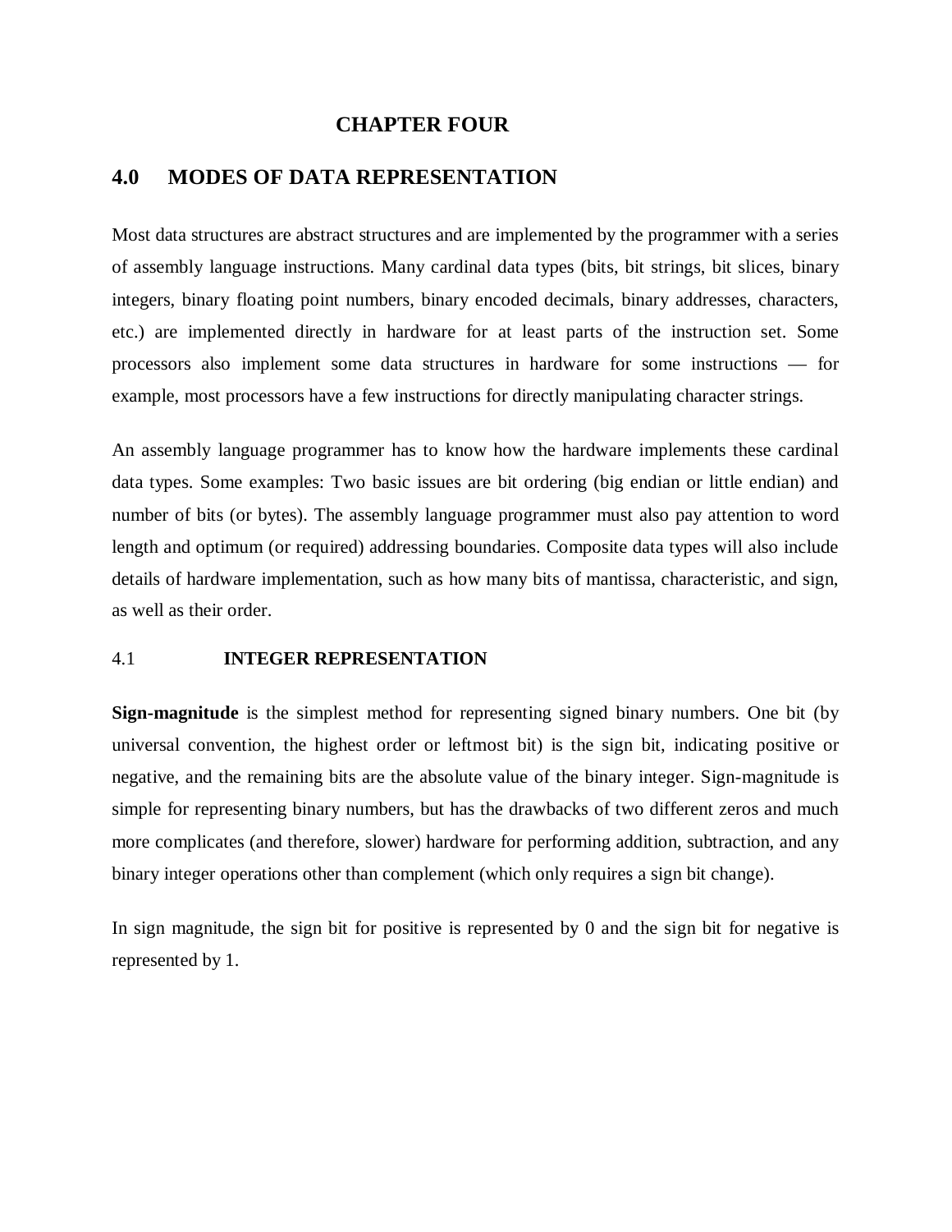# CHAPTER FOUR

## 4.0 MODES OF DATA REPRESENTATION

Most data structures are abstract structures and are implemented by the programmer with a series of assembly language instructions. Many cardinal data types (bits, bit strings, bit slices, binary integers, binary floating point numbers, binary encoded decimals, binary addresses, characters, etc.) are implemented directly in hardware for at least parts of the instruction set. Some processors also implement some data structures in hardware for some instructions — for example, most processors have a few instructions for directly manipulating character strings.

An assembly language programmer has to know how the hardware implements these cardinal data types. Some examples: Two basic issues are bit ordering (big endian or little endian) and number of bits (or bytes). The assembly language programmer must also pay attention to word length and optimum (or required) addressing boundaries. Composite data types will also include details of hardware implementation, such as how many bits of mantissa, characteristic, and sign, as well as their order.

### 4.1 INTEGER REPRESENTATION

**Sign-magnitude** is the simplest method for representing signed binary numbers. One bit (by universal convention, the highest order or leftmost bit) is the sign bit, indicating positive or negative, and the remaining bits are the absolute value of the binary integer. Sign-magnitude is simple for representing binary numbers, but has the drawbacks of two different zeros and much more complicates (and therefore, slower) hardware for performing addition, subtraction, and any binary integer operations other than complement (which only requires a sign bit change).

In sign magnitude, the sign bit for positive is represented by 0 and the sign bit for negative is represented by 1.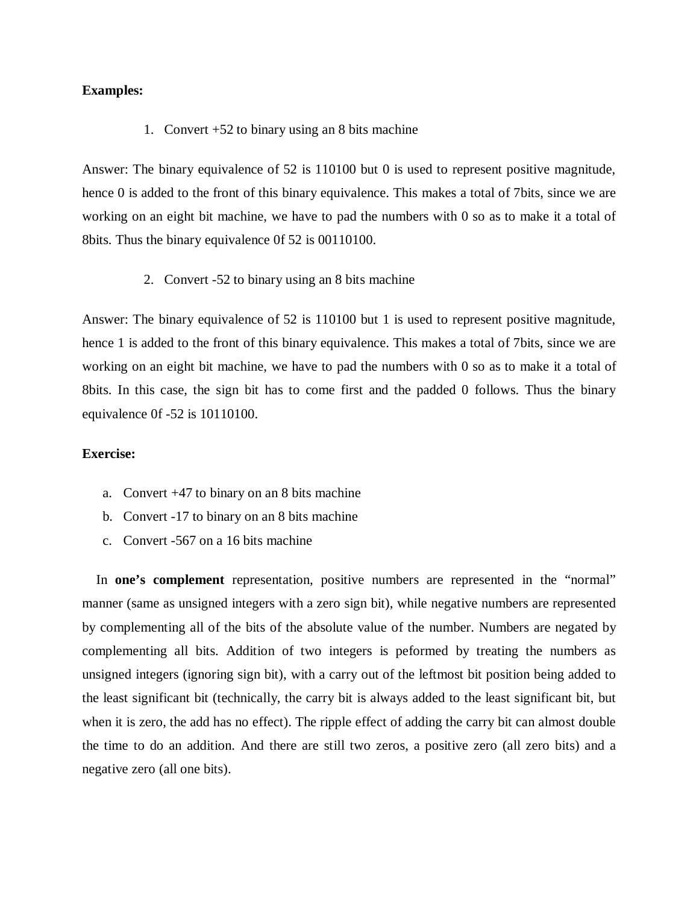**Examples:**

1. Convert +52 to binary using an 8 bits machine

Answer: The binary equivalence of 52 is 110100 but 0 is used to represent positive magnitude, hence 0 is added to the front of this binary equivalence. This makes a total of 7bits, since we are working on an eight bit machine, we have to pad the numbers with 0 so as to make it a total of 8bits. Thus the binary equivalence 0f 52 is 00110100.

2. Convert -52 to binary using an 8 bits machine

Answer: The binary equivalence of 52 is 110100 but 1 is used to represent positive magnitude, hence 1 is added to the front of this binary equivalence. This makes a total of 7bits, since we are working on an eight bit machine, we have to pad the numbers with 0 so as to make it a total of 8bits. In this case, the sign bit has to come first and the padded 0 follows. Thus the binary equivalence 0f -52 is 10110100.

**Exercise:**

a. Convert +47 to binary on an 8 bits machine
b. Convert -17 to binary on an 8 bits machine
c. Convert -567 on a 16 bits machine

In **one's complement** representation, positive numbers are represented in the "normal" manner (same as unsigned integers with a zero sign bit), while negative numbers are represented by complementing all of the bits of the absolute value of the number. Numbers are negated by complementing all bits. Addition of two integers is peformed by treating the numbers as unsigned integers (ignoring sign bit), with a carry out of the leftmost bit position being added to the least significant bit (technically, the carry bit is always added to the least significant bit, but when it is zero, the add has no effect). The ripple effect of adding the carry bit can almost double the time to do an addition. And there are still two zeros, a positive zero (all zero bits) and a negative zero (all one bits).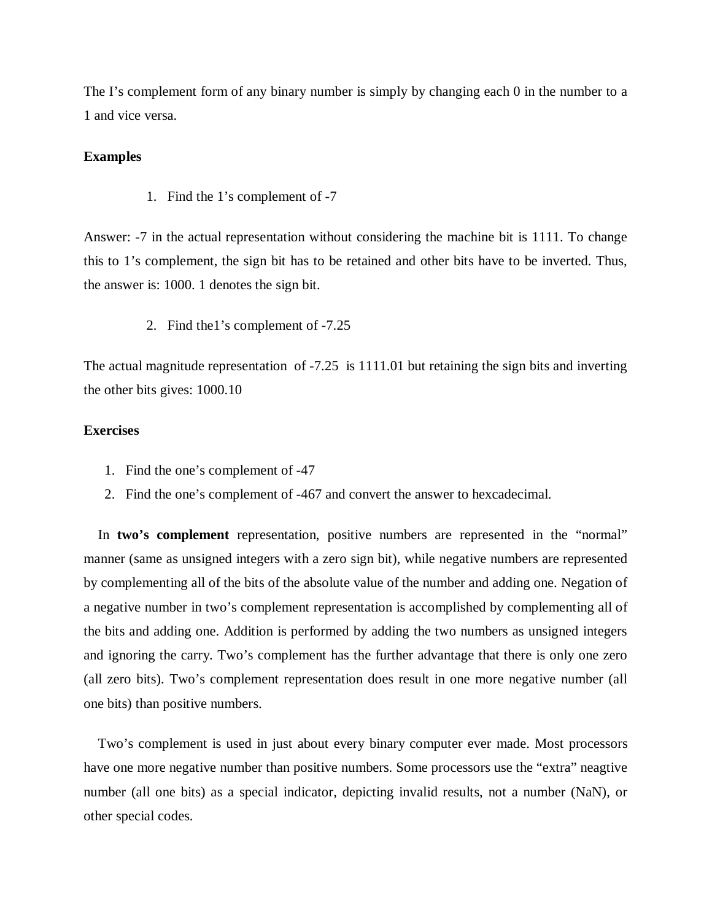The I's complement form of any binary number is simply by changing each 0 in the number to a 1 and vice versa.

**Examples**

1. Find the 1's complement of -7

Answer: -7 in the actual representation without considering the machine bit is 1111. To change this to 1's complement, the sign bit has to be retained and other bits have to be inverted. Thus, the answer is: 1000. 1 denotes the sign bit.

2. Find the1's complement of -7.25

The actual magnitude representation of -7.25 is 1111.01 but retaining the sign bits and inverting the other bits gives: 1000.10

**Exercises**

1. Find the one's complement of -47
2. Find the one's complement of -467 and convert the answer to hexcadecimal.

In **two's complement** representation, positive numbers are represented in the "normal" manner (same as unsigned integers with a zero sign bit), while negative numbers are represented by complementing all of the bits of the absolute value of the number and adding one. Negation of a negative number in two's complement representation is accomplished by complementing all of the bits and adding one. Addition is performed by adding the two numbers as unsigned integers and ignoring the carry. Two's complement has the further advantage that there is only one zero (all zero bits). Two's complement representation does result in one more negative number (all one bits) than positive numbers.

Two's complement is used in just about every binary computer ever made. Most processors have one more negative number than positive numbers. Some processors use the "extra" neagtive number (all one bits) as a special indicator, depicting invalid results, not a number (NaN), or other special codes.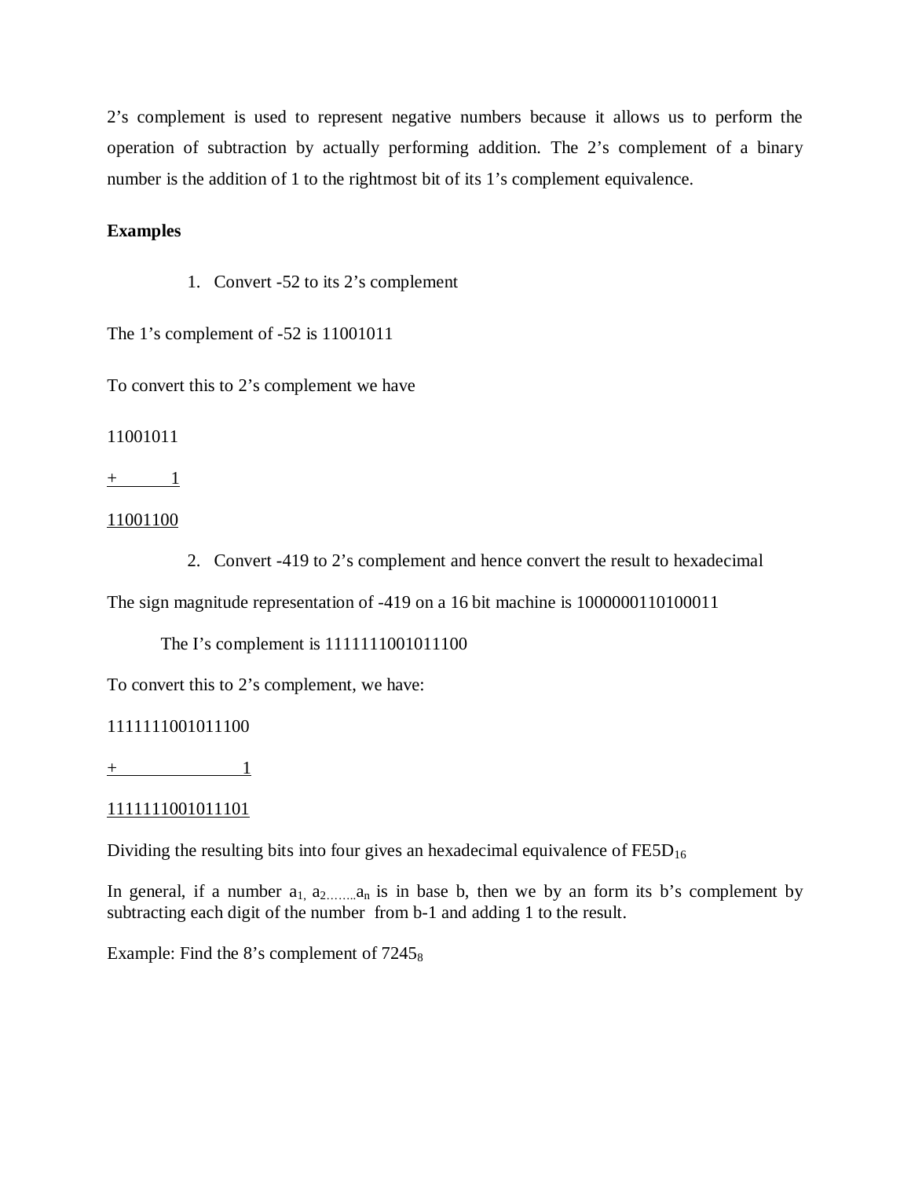2’s complement is used to represent negative numbers because it allows us to perform the operation of subtraction by actually performing addition. The 2’s complement of a binary number is the addition of 1 to the rightmost bit of its 1’s complement equivalence.

**Examples**

1. Convert -52 to its 2’s complement

The 1’s complement of -52 is 11001011

To convert this to 2’s complement we have

11001011

+ 1

11001100

2. Convert -419 to 2’s complement and hence convert the result to hexadecimal

The sign magnitude representation of -419 on a 16 bit machine is 1000000110100011

The I’s complement is 1111111001011100

To convert this to 2’s complement, we have:

1111111001011100

+ 1

1111111001011101

Dividing the resulting bits into four gives an hexadecimal equivalence of $FE5D_{16}$

In general, if a number $a_1, a_2 \ldots\ldots a_n$ is in base b, then we by an form its b’s complement by subtracting each digit of the number from b-1 and adding 1 to the result.

Example: Find the 8’s complement of $7245_8$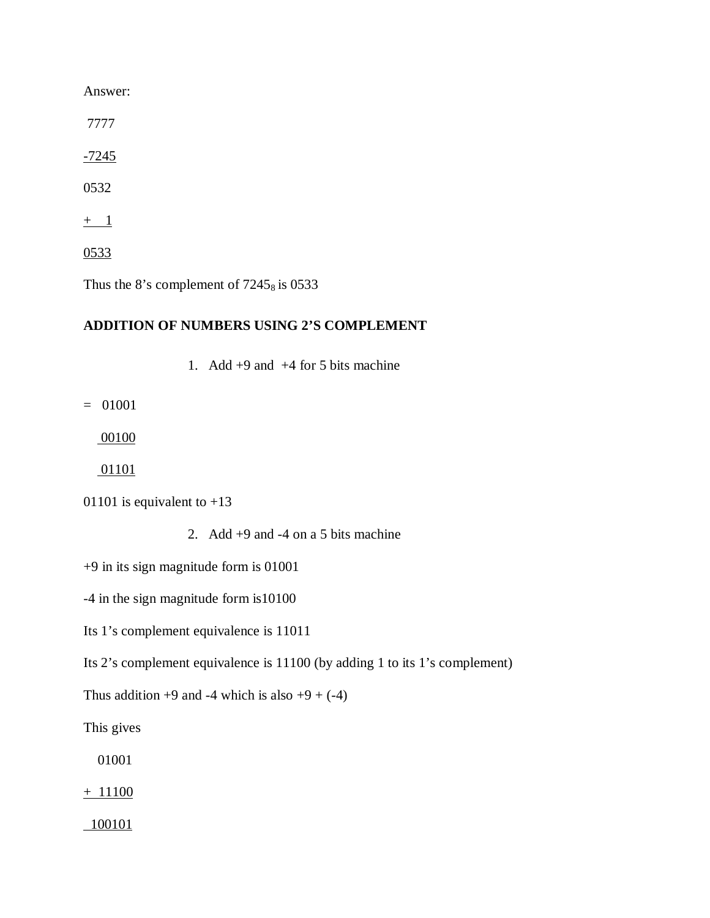Answer:

7777

-7245

0532

+ 1

0533

Thus the 8's complement of $7245_8$ is 0533

**ADDITION OF NUMBERS USING 2'S COMPLEMENT**

1. Add +9 and +4 for 5 bits machine

= 01001

00100

01101

01101 is equivalent to +13

2. Add +9 and -4 on a 5 bits machine

+9 in its sign magnitude form is 01001

-4 in the sign magnitude form is10100

Its 1's complement equivalence is 11011

Its 2's complement equivalence is 11100 (by adding 1 to its 1's complement)

Thus addition +9 and -4 which is also +9 + (-4)

This gives

01001

+ 11100

100101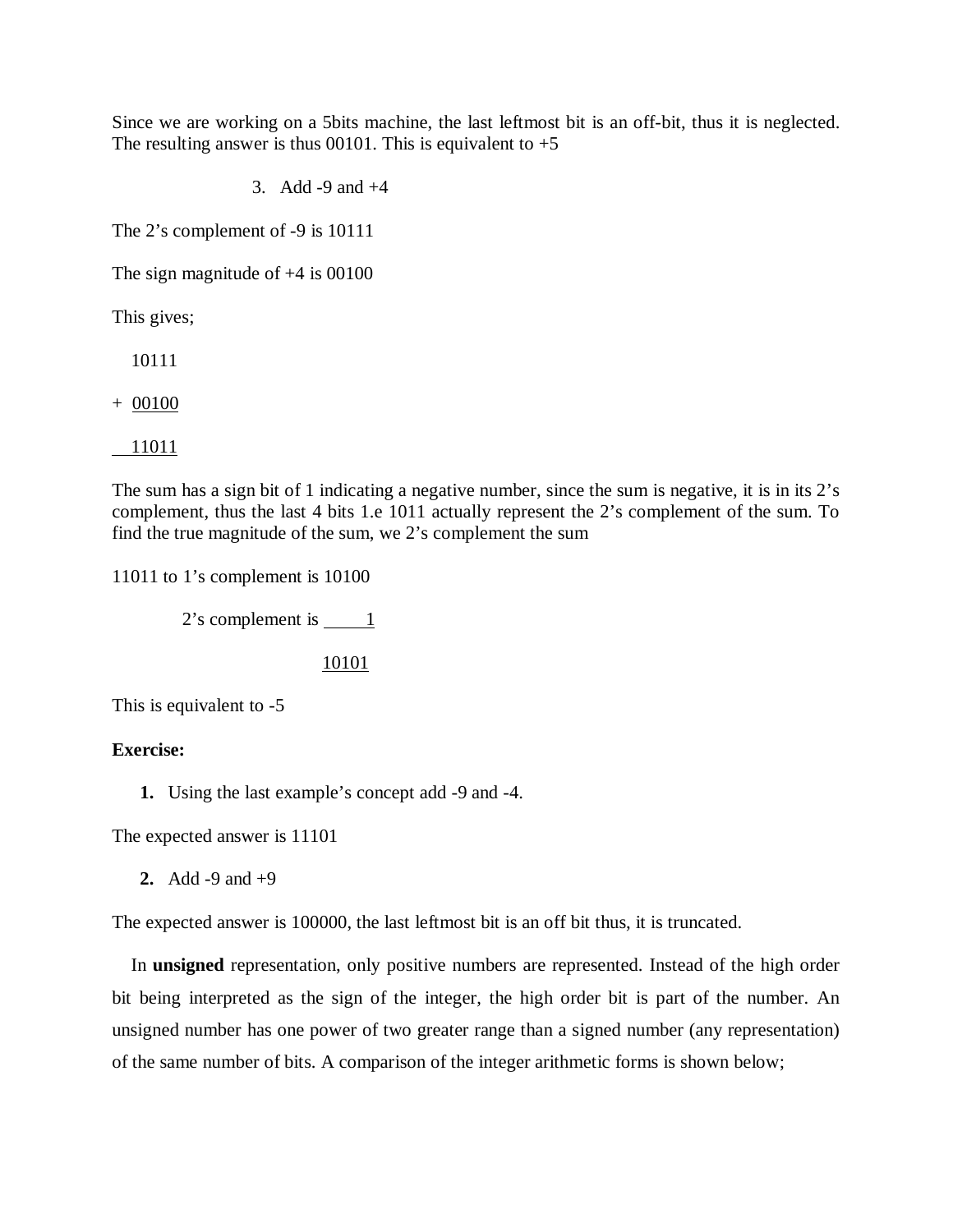Since we are working on a 5bits machine, the last leftmost bit is an off-bit, thus it is neglected. The resulting answer is thus 00101. This is equivalent to +5

3. Add -9 and +4

The 2's complement of -9 is 10111

The sign magnitude of +4 is 00100

This gives;

```
   10111
+  00100
   11011
```

The sum has a sign bit of 1 indicating a negative number, since the sum is negative, it is in its 2's complement, thus the last 4 bits 1.e 1011 actually represent the 2's complement of the sum. To find the true magnitude of the sum, we 2's complement the sum

11011 to 1's complement is 10100

```
        2's complement is     1
                          10101
```

This is equivalent to -5

**Exercise:**

1. Using the last example's concept add -9 and -4.

The expected answer is 11101

2. Add -9 and +9

The expected answer is 100000, the last leftmost bit is an off bit thus, it is truncated.

In **unsigned** representation, only positive numbers are represented. Instead of the high order bit being interpreted as the sign of the integer, the high order bit is part of the number. An unsigned number has one power of two greater range than a signed number (any representation) of the same number of bits. A comparison of the integer arithmetic forms is shown below;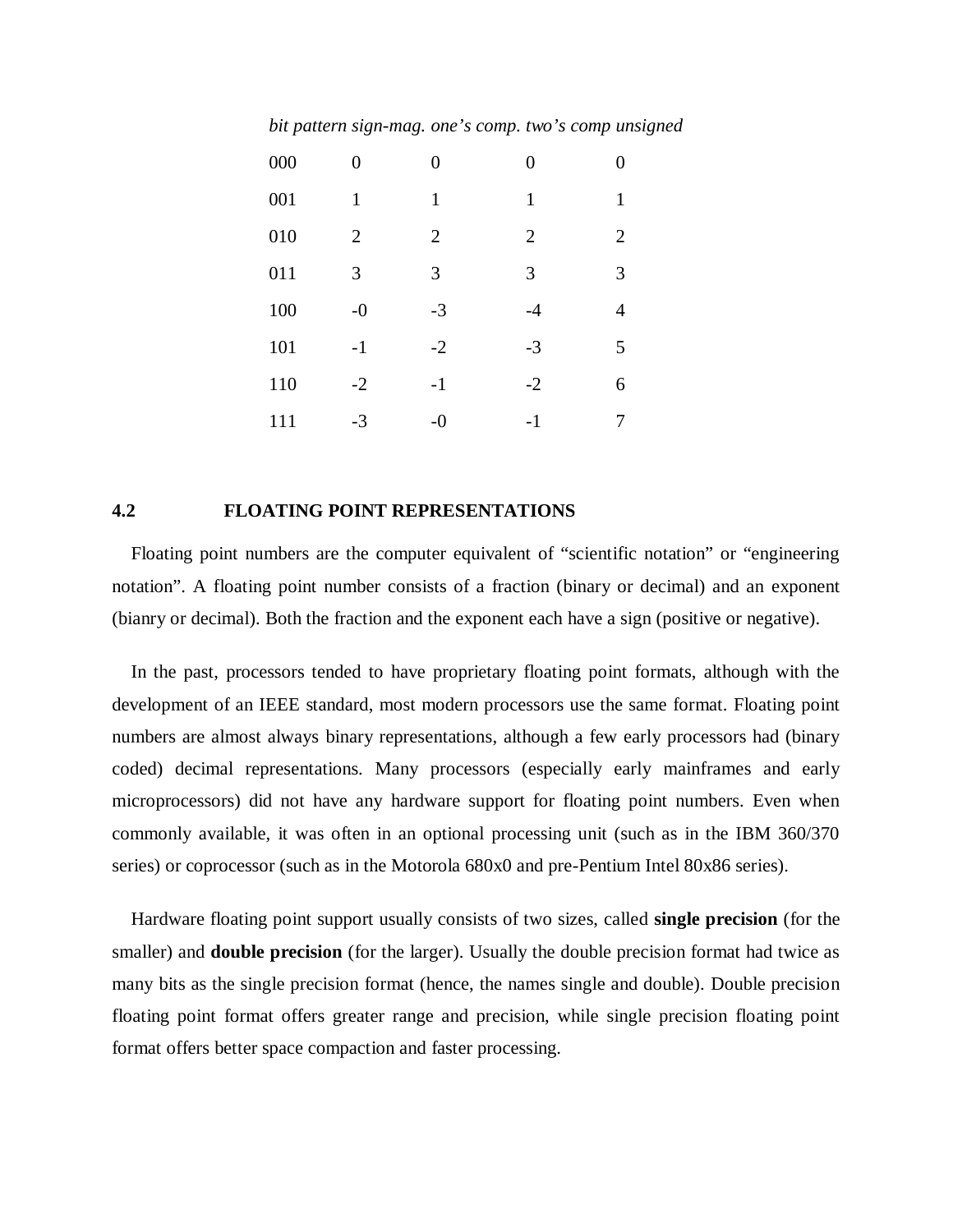| *bit pattern* | *sign-mag.* | *one's comp.* | *two's comp* | *unsigned* |
|---|---|---|---|---|
| 000 | 0 | 0 | 0 | 0 |
| 001 | 1 | 1 | 1 | 1 |
| 010 | 2 | 2 | 2 | 2 |
| 011 | 3 | 3 | 3 | 3 |
| 100 | -0 | -3 | -4 | 4 |
| 101 | -1 | -2 | -3 | 5 |
| 110 | -2 | -1 | -2 | 6 |
| 111 | -3 | -0 | -1 | 7 |

## 4.2 FLOATING POINT REPRESENTATIONS

Floating point numbers are the computer equivalent of "scientific notation" or "engineering notation". A floating point number consists of a fraction (binary or decimal) and an exponent (bianry or decimal). Both the fraction and the exponent each have a sign (positive or negative).

In the past, processors tended to have proprietary floating point formats, although with the development of an IEEE standard, most modern processors use the same format. Floating point numbers are almost always binary representations, although a few early processors had (binary coded) decimal representations. Many processors (especially early mainframes and early microprocessors) did not have any hardware support for floating point numbers. Even when commonly available, it was often in an optional processing unit (such as in the IBM 360/370 series) or coprocessor (such as in the Motorola 680x0 and pre-Pentium Intel 80x86 series).

Hardware floating point support usually consists of two sizes, called **single precision** (for the smaller) and **double precision** (for the larger). Usually the double precision format had twice as many bits as the single precision format (hence, the names single and double). Double precision floating point format offers greater range and precision, while single precision floating point format offers better space compaction and faster processing.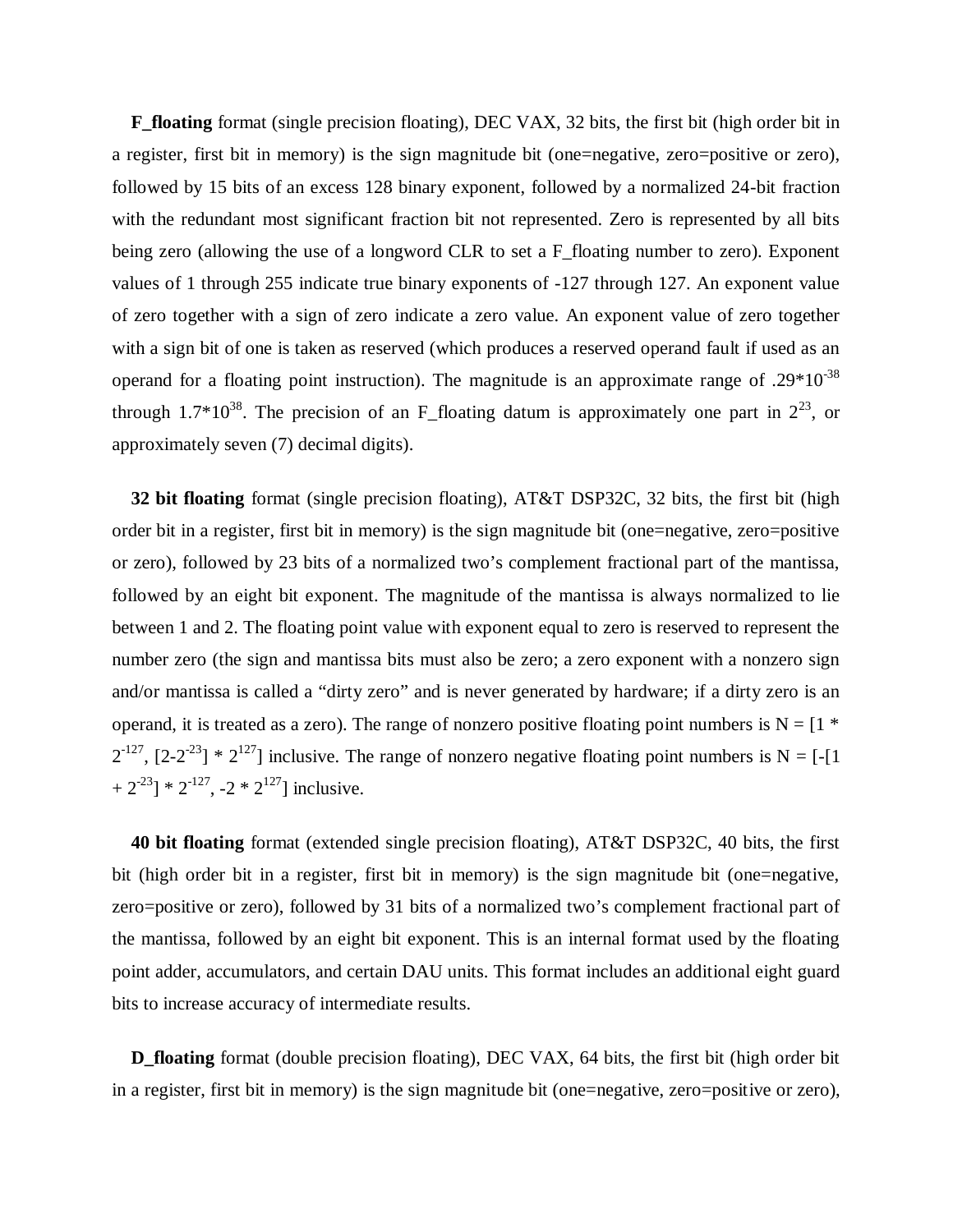**F_floating** format (single precision floating), DEC VAX, 32 bits, the first bit (high order bit in a register, first bit in memory) is the sign magnitude bit (one=negative, zero=positive or zero), followed by 15 bits of an excess 128 binary exponent, followed by a normalized 24-bit fraction with the redundant most significant fraction bit not represented. Zero is represented by all bits being zero (allowing the use of a longword CLR to set a F_floating number to zero). Exponent values of 1 through 255 indicate true binary exponents of -127 through 127. An exponent value of zero together with a sign of zero indicate a zero value. An exponent value of zero together with a sign bit of one is taken as reserved (which produces a reserved operand fault if used as an operand for a floating point instruction). The magnitude is an approximate range of $.29*10^{-38}$ through $1.7*10^{38}$. The precision of an F_floating datum is approximately one part in $2^{23}$, or approximately seven (7) decimal digits).

**32 bit floating** format (single precision floating), AT&T DSP32C, 32 bits, the first bit (high order bit in a register, first bit in memory) is the sign magnitude bit (one=negative, zero=positive or zero), followed by 23 bits of a normalized two's complement fractional part of the mantissa, followed by an eight bit exponent. The magnitude of the mantissa is always normalized to lie between 1 and 2. The floating point value with exponent equal to zero is reserved to represent the number zero (the sign and mantissa bits must also be zero; a zero exponent with a nonzero sign and/or mantissa is called a "dirty zero" and is never generated by hardware; if a dirty zero is an operand, it is treated as a zero). The range of nonzero positive floating point numbers is $N = [1 * 2^{-127}, [2-2^{-23}] * 2^{127}]$ inclusive. The range of nonzero negative floating point numbers is $N = [-[1 + 2^{-23}] * 2^{-127}, -2 * 2^{127}]$ inclusive.

**40 bit floating** format (extended single precision floating), AT&T DSP32C, 40 bits, the first bit (high order bit in a register, first bit in memory) is the sign magnitude bit (one=negative, zero=positive or zero), followed by 31 bits of a normalized two's complement fractional part of the mantissa, followed by an eight bit exponent. This is an internal format used by the floating point adder, accumulators, and certain DAU units. This format includes an additional eight guard bits to increase accuracy of intermediate results.

**D_floating** format (double precision floating), DEC VAX, 64 bits, the first bit (high order bit in a register, first bit in memory) is the sign magnitude bit (one=negative, zero=positive or zero),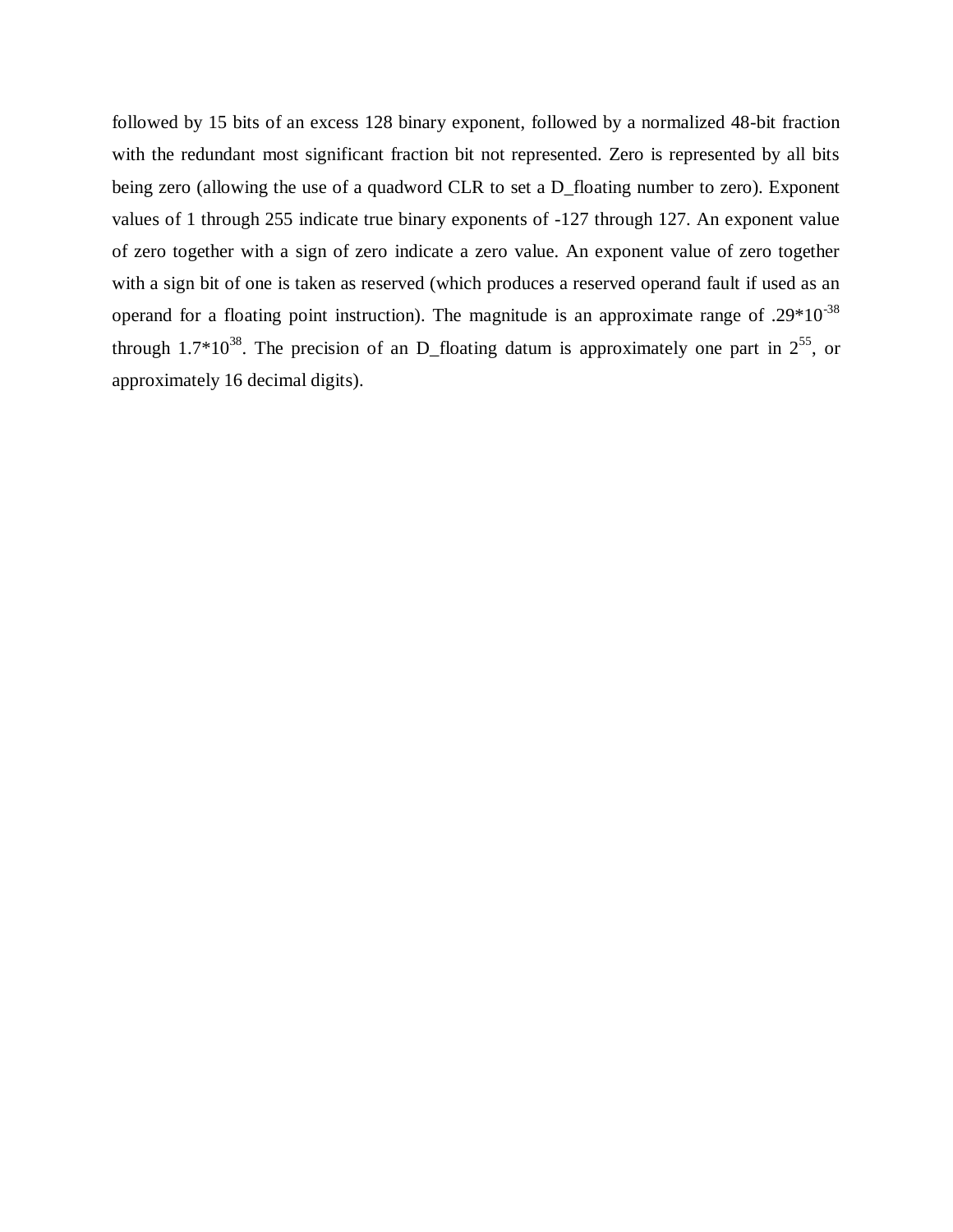followed by 15 bits of an excess 128 binary exponent, followed by a normalized 48-bit fraction with the redundant most significant fraction bit not represented. Zero is represented by all bits being zero (allowing the use of a quadword CLR to set a D_floating number to zero). Exponent values of 1 through 255 indicate true binary exponents of -127 through 127. An exponent value of zero together with a sign of zero indicate a zero value. An exponent value of zero together with a sign bit of one is taken as reserved (which produces a reserved operand fault if used as an operand for a floating point instruction). The magnitude is an approximate range of $.29*10^{-38}$ through $1.7*10^{38}$. The precision of an D_floating datum is approximately one part in $2^{55}$, or approximately 16 decimal digits).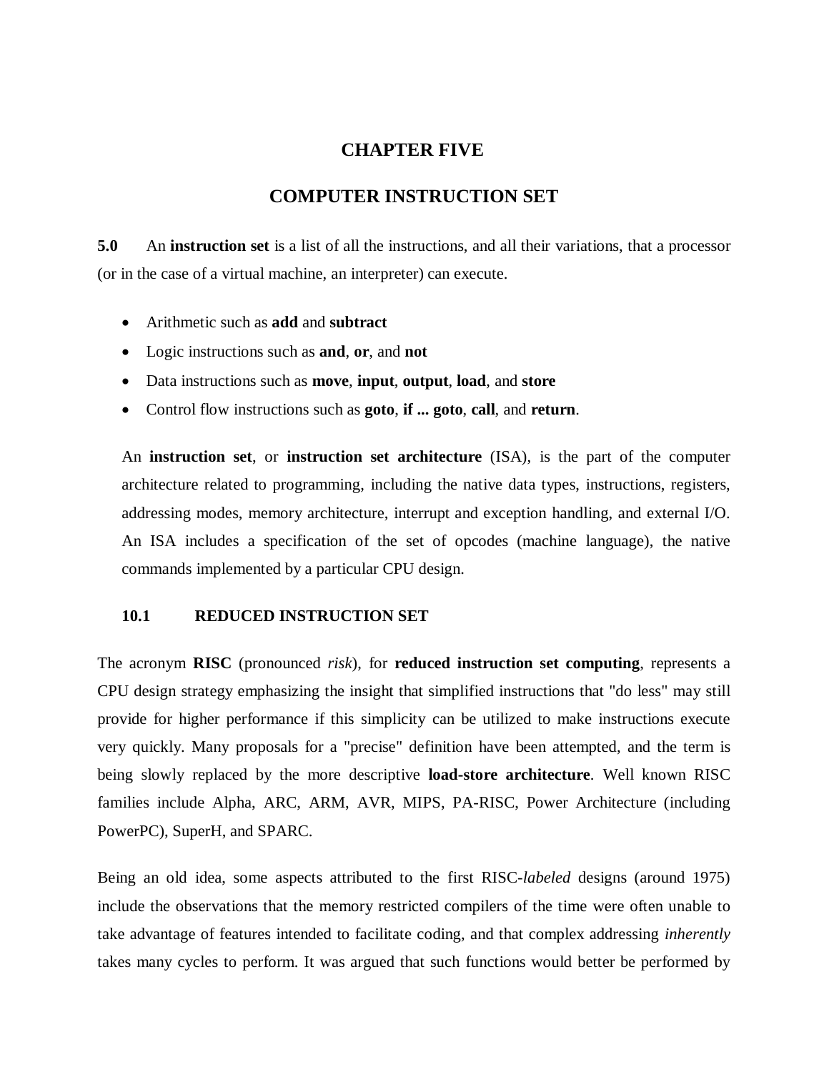# CHAPTER FIVE

# COMPUTER INSTRUCTION SET

**5.0** An **instruction set** is a list of all the instructions, and all their variations, that a processor (or in the case of a virtual machine, an interpreter) can execute.

- Arithmetic such as **add** and **subtract**
- Logic instructions such as **and**, **or**, and **not**
- Data instructions such as **move**, **input**, **output**, **load**, and **store**
- Control flow instructions such as **goto**, **if ... goto**, **call**, and **return**.

An **instruction set**, or **instruction set architecture** (ISA), is the part of the computer architecture related to programming, including the native data types, instructions, registers, addressing modes, memory architecture, interrupt and exception handling, and external I/O. An ISA includes a specification of the set of opcodes (machine language), the native commands implemented by a particular CPU design.

### 10.1 REDUCED INSTRUCTION SET

The acronym **RISC** (pronounced *risk*), for **reduced instruction set computing**, represents a CPU design strategy emphasizing the insight that simplified instructions that "do less" may still provide for higher performance if this simplicity can be utilized to make instructions execute very quickly. Many proposals for a "precise" definition have been attempted, and the term is being slowly replaced by the more descriptive **load-store architecture**. Well known RISC families include Alpha, ARC, ARM, AVR, MIPS, PA-RISC, Power Architecture (including PowerPC), SuperH, and SPARC.

Being an old idea, some aspects attributed to the first RISC-*labeled* designs (around 1975) include the observations that the memory restricted compilers of the time were often unable to take advantage of features intended to facilitate coding, and that complex addressing *inherently* takes many cycles to perform. It was argued that such functions would better be performed by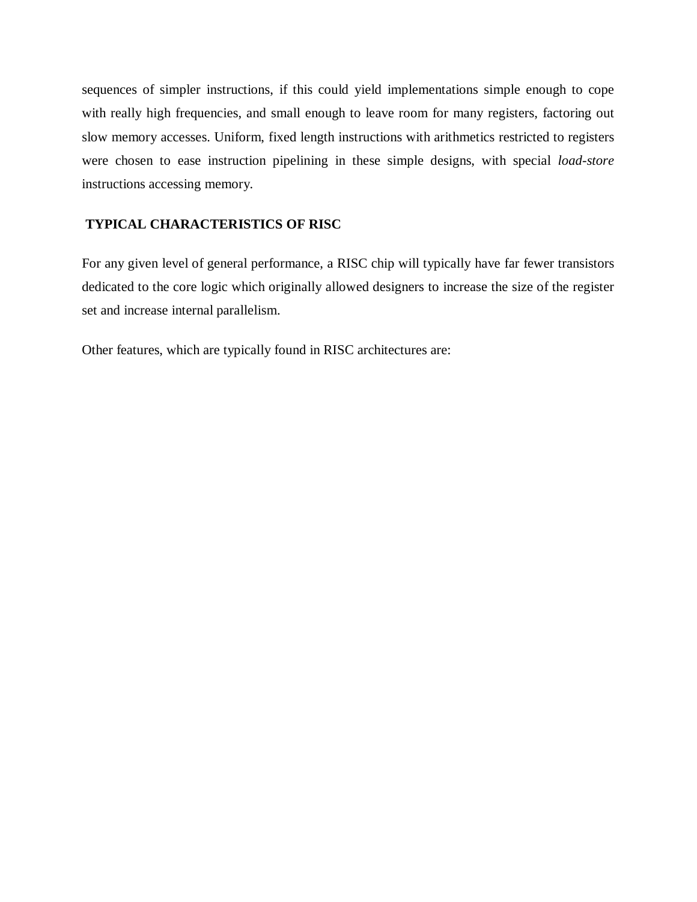sequences of simpler instructions, if this could yield implementations simple enough to cope with really high frequencies, and small enough to leave room for many registers, factoring out slow memory accesses. Uniform, fixed length instructions with arithmetics restricted to registers were chosen to ease instruction pipelining in these simple designs, with special *load-store* instructions accessing memory.

**TYPICAL CHARACTERISTICS OF RISC**

For any given level of general performance, a RISC chip will typically have far fewer transistors dedicated to the core logic which originally allowed designers to increase the size of the register set and increase internal parallelism.

Other features, which are typically found in RISC architectures are: